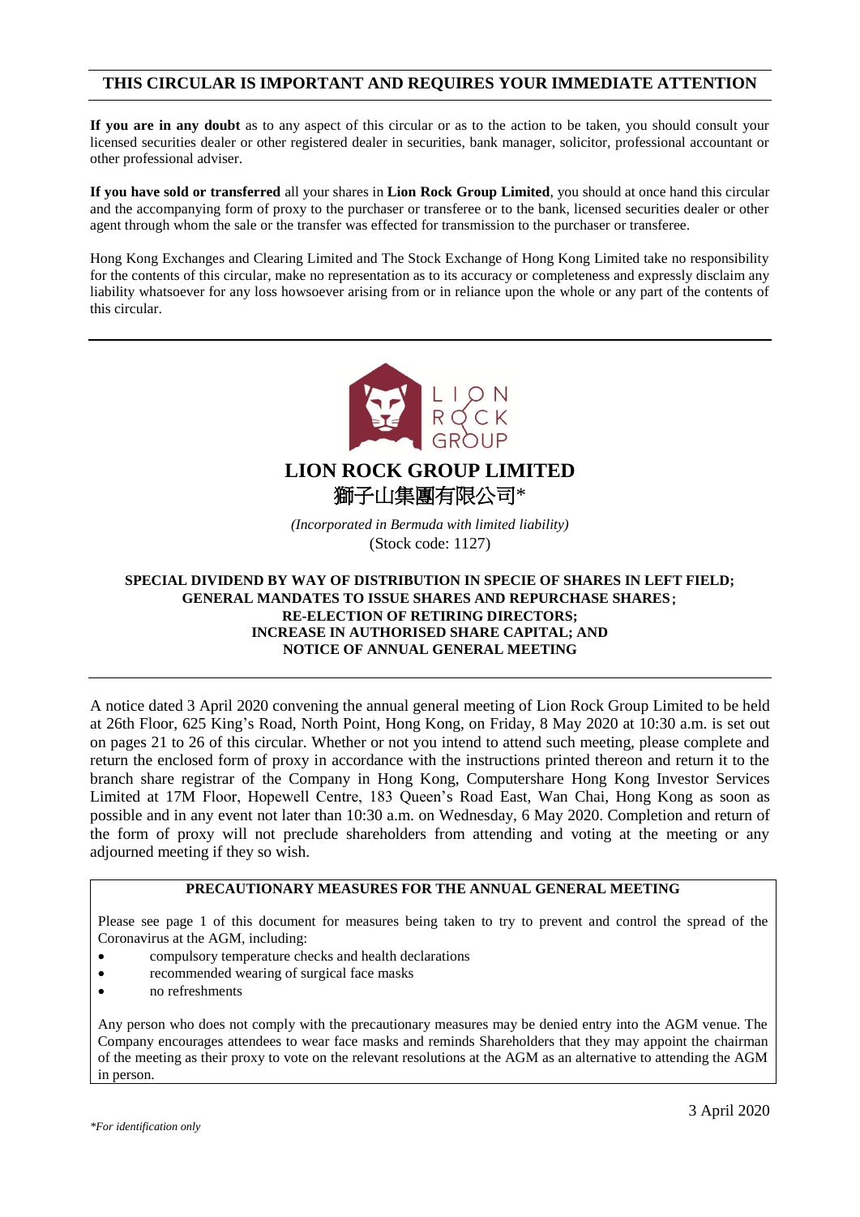**THIS CIRCULAR IS IMPORTANT AND REQUIRES YOUR IMMEDIATE ATTENTION**

**If you are in any doubt** as to any aspect of this circular or as to the action to be taken, you should consult your licensed securities dealer or other registered dealer in securities, bank manager, solicitor, professional accountant or other professional adviser.

**If you have sold or transferred** all your shares in **Lion Rock Group Limited**, you should at once hand this circular and the accompanying form of proxy to the purchaser or transferee or to the bank, licensed securities dealer or other agent through whom the sale or the transfer was effected for transmission to the purchaser or transferee.

Hong Kong Exchanges and Clearing Limited and The Stock Exchange of Hong Kong Limited take no responsibility for the contents of this circular, make no representation as to its accuracy or completeness and expressly disclaim any liability whatsoever for any loss howsoever arising from or in reliance upon the whole or any part of the contents of this circular.

# LION ROCK GROUP LIMITED
# 獅子山集團有限公司*

*(Incorporated in Bermuda with limited liability)*
(Stock code: 1127)

**SPECIAL DIVIDEND BY WAY OF DISTRIBUTION IN SPECIE OF SHARES IN LEFT FIELD;
GENERAL MANDATES TO ISSUE SHARES AND REPURCHASE SHARES;
RE-ELECTION OF RETIRING DIRECTORS;
INCREASE IN AUTHORISED SHARE CAPITAL; AND
NOTICE OF ANNUAL GENERAL MEETING**

A notice dated 3 April 2020 convening the annual general meeting of Lion Rock Group Limited to be held at 26th Floor, 625 King's Road, North Point, Hong Kong, on Friday, 8 May 2020 at 10:30 a.m. is set out on pages 21 to 26 of this circular. Whether or not you intend to attend such meeting, please complete and return the enclosed form of proxy in accordance with the instructions printed thereon and return it to the branch share registrar of the Company in Hong Kong, Computershare Hong Kong Investor Services Limited at 17M Floor, Hopewell Centre, 183 Queen's Road East, Wan Chai, Hong Kong as soon as possible and in any event not later than 10:30 a.m. on Wednesday, 6 May 2020. Completion and return of the form of proxy will not preclude shareholders from attending and voting at the meeting or any adjourned meeting if they so wish.

**PRECAUTIONARY MEASURES FOR THE ANNUAL GENERAL MEETING**

Please see page 1 of this document for measures being taken to try to prevent and control the spread of the Coronavirus at the AGM, including:

- compulsory temperature checks and health declarations
- recommended wearing of surgical face masks
- no refreshments

Any person who does not comply with the precautionary measures may be denied entry into the AGM venue. The Company encourages attendees to wear face masks and reminds Shareholders that they may appoint the chairman of the meeting as their proxy to vote on the relevant resolutions at the AGM as an alternative to attending the AGM in person.

3 April 2020

*\*For identification only*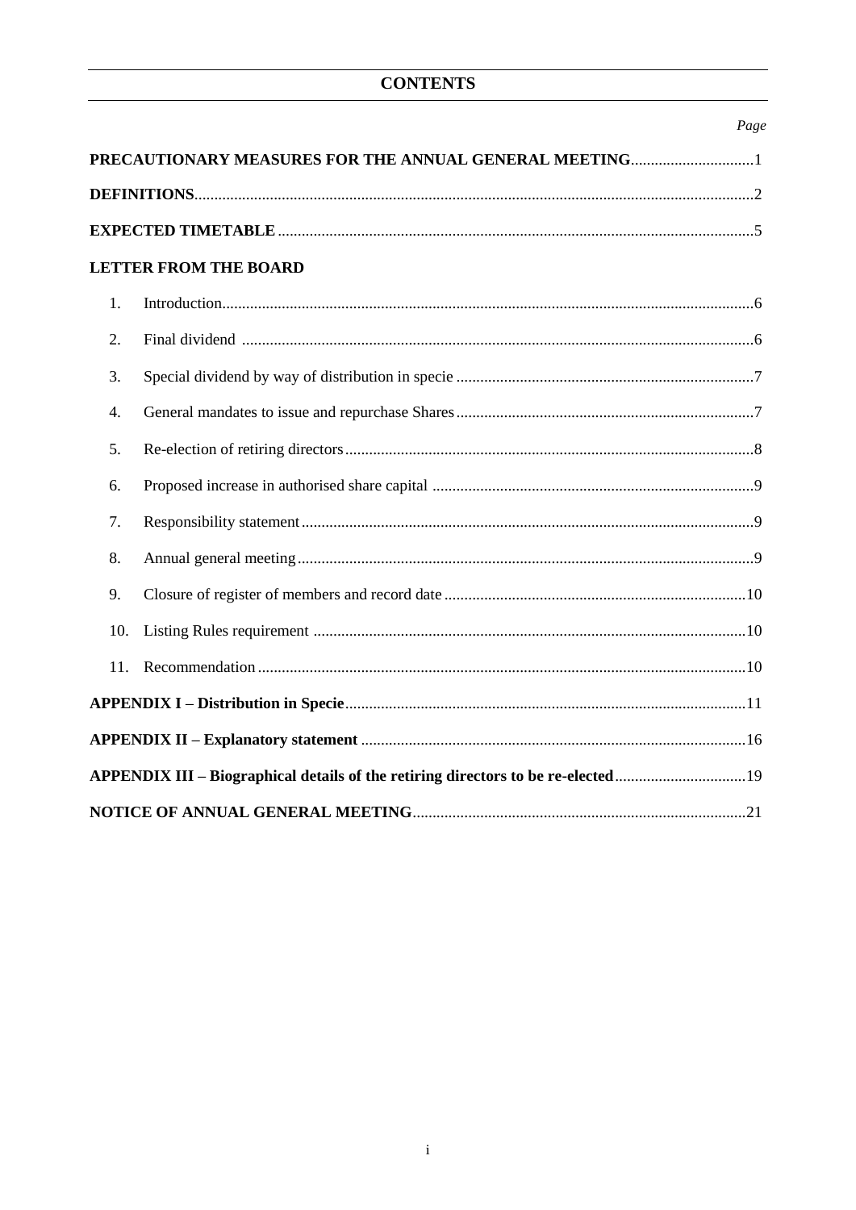# CONTENTS

| | Page |
|---|---|
| **PRECAUTIONARY MEASURES FOR THE ANNUAL GENERAL MEETING** | 1 |
| **DEFINITIONS** | 2 |
| **EXPECTED TIMETABLE** | 5 |
| **LETTER FROM THE BOARD** | |
| 1. Introduction | 6 |
| 2. Final dividend | 6 |
| 3. Special dividend by way of distribution in specie | 7 |
| 4. General mandates to issue and repurchase Shares | 7 |
| 5. Re-election of retiring directors | 8 |
| 6. Proposed increase in authorised share capital | 9 |
| 7. Responsibility statement | 9 |
| 8. Annual general meeting | 9 |
| 9. Closure of register of members and record date | 10 |
| 10. Listing Rules requirement | 10 |
| 11. Recommendation | 10 |
| **APPENDIX I – Distribution in Specie** | 11 |
| **APPENDIX II – Explanatory statement** | 16 |
| **APPENDIX III – Biographical details of the retiring directors to be re-elected** | 19 |
| **NOTICE OF ANNUAL GENERAL MEETING** | 21 |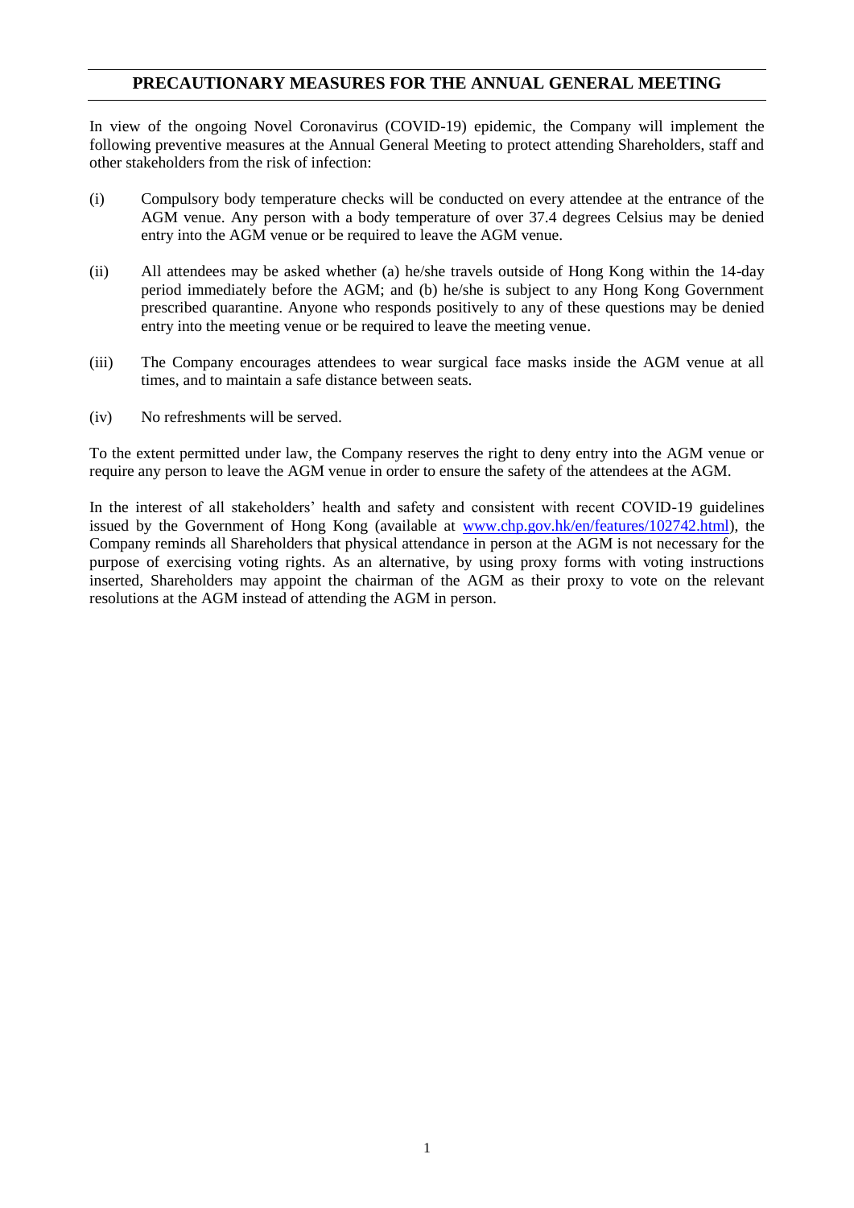## PRECAUTIONARY MEASURES FOR THE ANNUAL GENERAL MEETING

In view of the ongoing Novel Coronavirus (COVID-19) epidemic, the Company will implement the following preventive measures at the Annual General Meeting to protect attending Shareholders, staff and other stakeholders from the risk of infection:

(i) Compulsory body temperature checks will be conducted on every attendee at the entrance of the AGM venue. Any person with a body temperature of over 37.4 degrees Celsius may be denied entry into the AGM venue or be required to leave the AGM venue.

(ii) All attendees may be asked whether (a) he/she travels outside of Hong Kong within the 14-day period immediately before the AGM; and (b) he/she is subject to any Hong Kong Government prescribed quarantine. Anyone who responds positively to any of these questions may be denied entry into the meeting venue or be required to leave the meeting venue.

(iii) The Company encourages attendees to wear surgical face masks inside the AGM venue at all times, and to maintain a safe distance between seats.

(iv) No refreshments will be served.

To the extent permitted under law, the Company reserves the right to deny entry into the AGM venue or require any person to leave the AGM venue in order to ensure the safety of the attendees at the AGM.

In the interest of all stakeholders' health and safety and consistent with recent COVID-19 guidelines issued by the Government of Hong Kong (available at [www.chp.gov.hk/en/features/102742.html](www.chp.gov.hk/en/features/102742.html)), the Company reminds all Shareholders that physical attendance in person at the AGM is not necessary for the purpose of exercising voting rights. As an alternative, by using proxy forms with voting instructions inserted, Shareholders may appoint the chairman of the AGM as their proxy to vote on the relevant resolutions at the AGM instead of attending the AGM in person.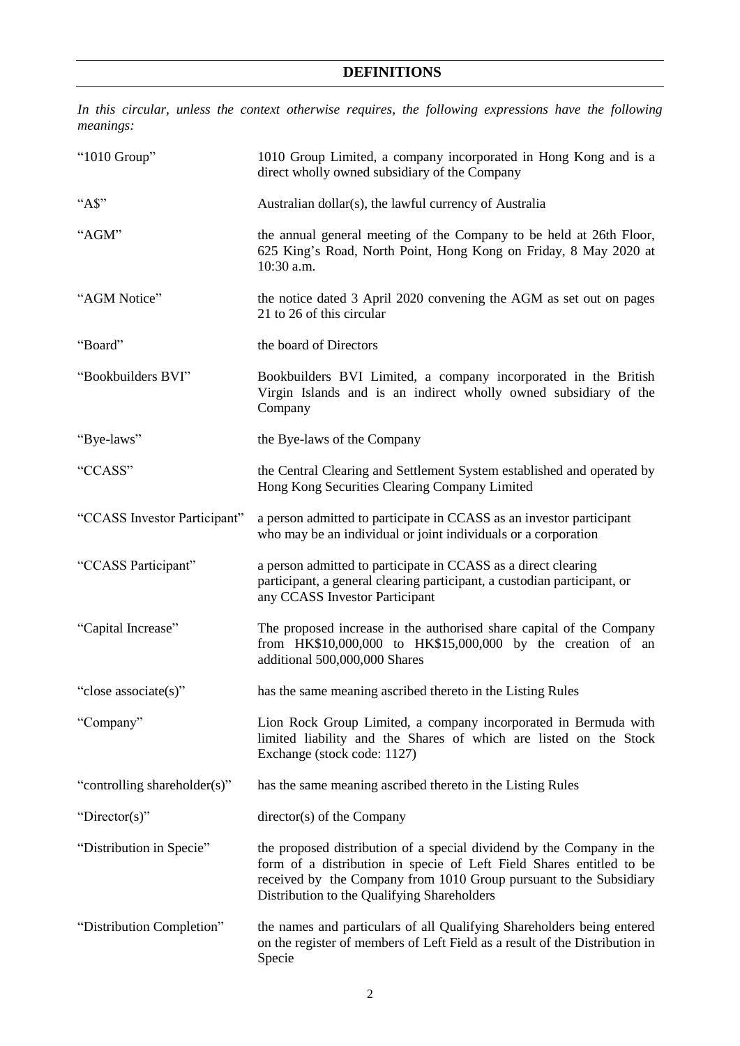## DEFINITIONS

*In this circular, unless the context otherwise requires, the following expressions have the following meanings:*

| | |
|---|---|
| "1010 Group" | 1010 Group Limited, a company incorporated in Hong Kong and is a direct wholly owned subsidiary of the Company |
| "A$" | Australian dollar(s), the lawful currency of Australia |
| "AGM" | the annual general meeting of the Company to be held at 26th Floor, 625 King's Road, North Point, Hong Kong on Friday, 8 May 2020 at 10:30 a.m. |
| "AGM Notice" | the notice dated 3 April 2020 convening the AGM as set out on pages 21 to 26 of this circular |
| "Board" | the board of Directors |
| "Bookbuilders BVI" | Bookbuilders BVI Limited, a company incorporated in the British Virgin Islands and is an indirect wholly owned subsidiary of the Company |
| "Bye-laws" | the Bye-laws of the Company |
| "CCASS" | the Central Clearing and Settlement System established and operated by Hong Kong Securities Clearing Company Limited |
| "CCASS Investor Participant" | a person admitted to participate in CCASS as an investor participant who may be an individual or joint individuals or a corporation |
| "CCASS Participant" | a person admitted to participate in CCASS as a direct clearing participant, a general clearing participant, a custodian participant, or any CCASS Investor Participant |
| "Capital Increase" | The proposed increase in the authorised share capital of the Company from HK$10,000,000 to HK$15,000,000 by the creation of an additional 500,000,000 Shares |
| "close associate(s)" | has the same meaning ascribed thereto in the Listing Rules |
| "Company" | Lion Rock Group Limited, a company incorporated in Bermuda with limited liability and the Shares of which are listed on the Stock Exchange (stock code: 1127) |
| "controlling shareholder(s)" | has the same meaning ascribed thereto in the Listing Rules |
| "Director(s)" | director(s) of the Company |
| "Distribution in Specie" | the proposed distribution of a special dividend by the Company in the form of a distribution in specie of Left Field Shares entitled to be received by the Company from 1010 Group pursuant to the Subsidiary Distribution to the Qualifying Shareholders |
| "Distribution Completion" | the names and particulars of all Qualifying Shareholders being entered on the register of members of Left Field as a result of the Distribution in Specie |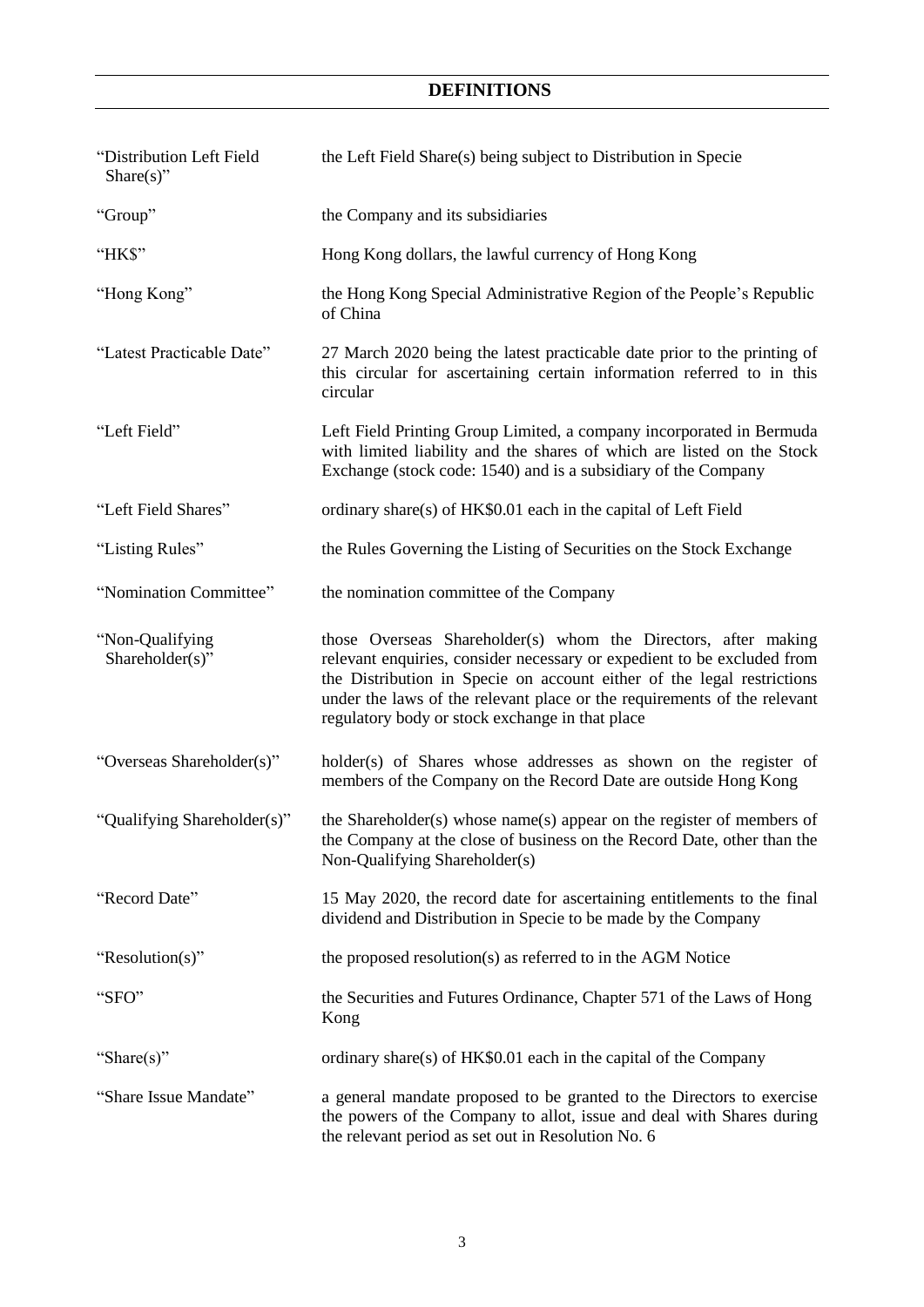# DEFINITIONS

| | |
|---|---|
| "Distribution Left Field Share(s)" | the Left Field Share(s) being subject to Distribution in Specie |
| "Group" | the Company and its subsidiaries |
| "HK$" | Hong Kong dollars, the lawful currency of Hong Kong |
| "Hong Kong" | the Hong Kong Special Administrative Region of the People's Republic of China |
| "Latest Practicable Date" | 27 March 2020 being the latest practicable date prior to the printing of this circular for ascertaining certain information referred to in this circular |
| "Left Field" | Left Field Printing Group Limited, a company incorporated in Bermuda with limited liability and the shares of which are listed on the Stock Exchange (stock code: 1540) and is a subsidiary of the Company |
| "Left Field Shares" | ordinary share(s) of HK$0.01 each in the capital of Left Field |
| "Listing Rules" | the Rules Governing the Listing of Securities on the Stock Exchange |
| "Nomination Committee" | the nomination committee of the Company |
| "Non-Qualifying Shareholder(s)" | those Overseas Shareholder(s) whom the Directors, after making relevant enquiries, consider necessary or expedient to be excluded from the Distribution in Specie on account either of the legal restrictions under the laws of the relevant place or the requirements of the relevant regulatory body or stock exchange in that place |
| "Overseas Shareholder(s)" | holder(s) of Shares whose addresses as shown on the register of members of the Company on the Record Date are outside Hong Kong |
| "Qualifying Shareholder(s)" | the Shareholder(s) whose name(s) appear on the register of members of the Company at the close of business on the Record Date, other than the Non-Qualifying Shareholder(s) |
| "Record Date" | 15 May 2020, the record date for ascertaining entitlements to the final dividend and Distribution in Specie to be made by the Company |
| "Resolution(s)" | the proposed resolution(s) as referred to in the AGM Notice |
| "SFO" | the Securities and Futures Ordinance, Chapter 571 of the Laws of Hong Kong |
| "Share(s)" | ordinary share(s) of HK$0.01 each in the capital of the Company |
| "Share Issue Mandate" | a general mandate proposed to be granted to the Directors to exercise the powers of the Company to allot, issue and deal with Shares during the relevant period as set out in Resolution No. 6 |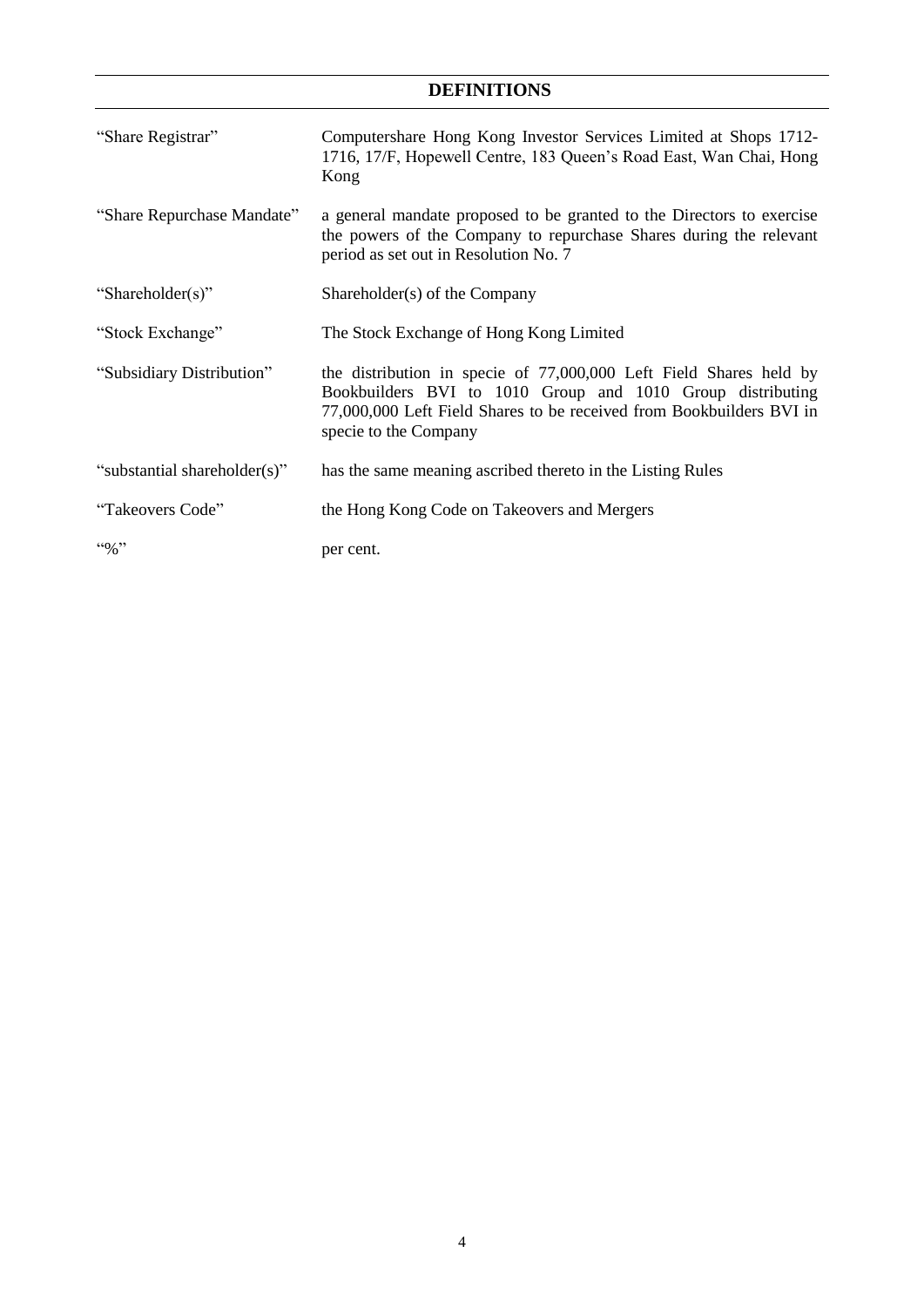# DEFINITIONS

| | |
|---|---|
| "Share Registrar" | Computershare Hong Kong Investor Services Limited at Shops 1712-1716, 17/F, Hopewell Centre, 183 Queen's Road East, Wan Chai, Hong Kong |
| "Share Repurchase Mandate" | a general mandate proposed to be granted to the Directors to exercise the powers of the Company to repurchase Shares during the relevant period as set out in Resolution No. 7 |
| "Shareholder(s)" | Shareholder(s) of the Company |
| "Stock Exchange" | The Stock Exchange of Hong Kong Limited |
| "Subsidiary Distribution" | the distribution in specie of 77,000,000 Left Field Shares held by Bookbuilders BVI to 1010 Group and 1010 Group distributing 77,000,000 Left Field Shares to be received from Bookbuilders BVI in specie to the Company |
| "substantial shareholder(s)" | has the same meaning ascribed thereto in the Listing Rules |
| "Takeovers Code" | the Hong Kong Code on Takeovers and Mergers |
| "%" | per cent. |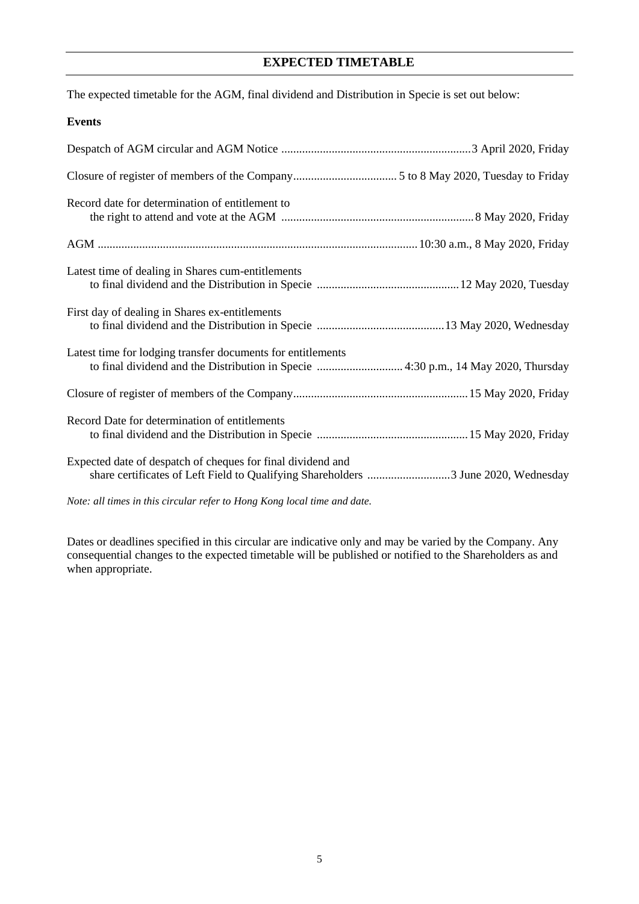# EXPECTED TIMETABLE

The expected timetable for the AGM, final dividend and Distribution in Specie is set out below:

**Events**

| Event | Date |
|---|---|
| Despatch of AGM circular and AGM Notice | 3 April 2020, Friday |
| Closure of register of members of the Company | 5 to 8 May 2020, Tuesday to Friday |
| Record date for determination of entitlement to the right to attend and vote at the AGM | 8 May 2020, Friday |
| AGM | 10:30 a.m., 8 May 2020, Friday |
| Latest time of dealing in Shares cum-entitlements to final dividend and the Distribution in Specie | 12 May 2020, Tuesday |
| First day of dealing in Shares ex-entitlements to final dividend and the Distribution in Specie | 13 May 2020, Wednesday |
| Latest time for lodging transfer documents for entitlements to final dividend and the Distribution in Specie | 4:30 p.m., 14 May 2020, Thursday |
| Closure of register of members of the Company | 15 May 2020, Friday |
| Record Date for determination of entitlements to final dividend and the Distribution in Specie | 15 May 2020, Friday |
| Expected date of despatch of cheques for final dividend and share certificates of Left Field to Qualifying Shareholders | 3 June 2020, Wednesday |

*Note: all times in this circular refer to Hong Kong local time and date.*

Dates or deadlines specified in this circular are indicative only and may be varied by the Company. Any consequential changes to the expected timetable will be published or notified to the Shareholders as and when appropriate.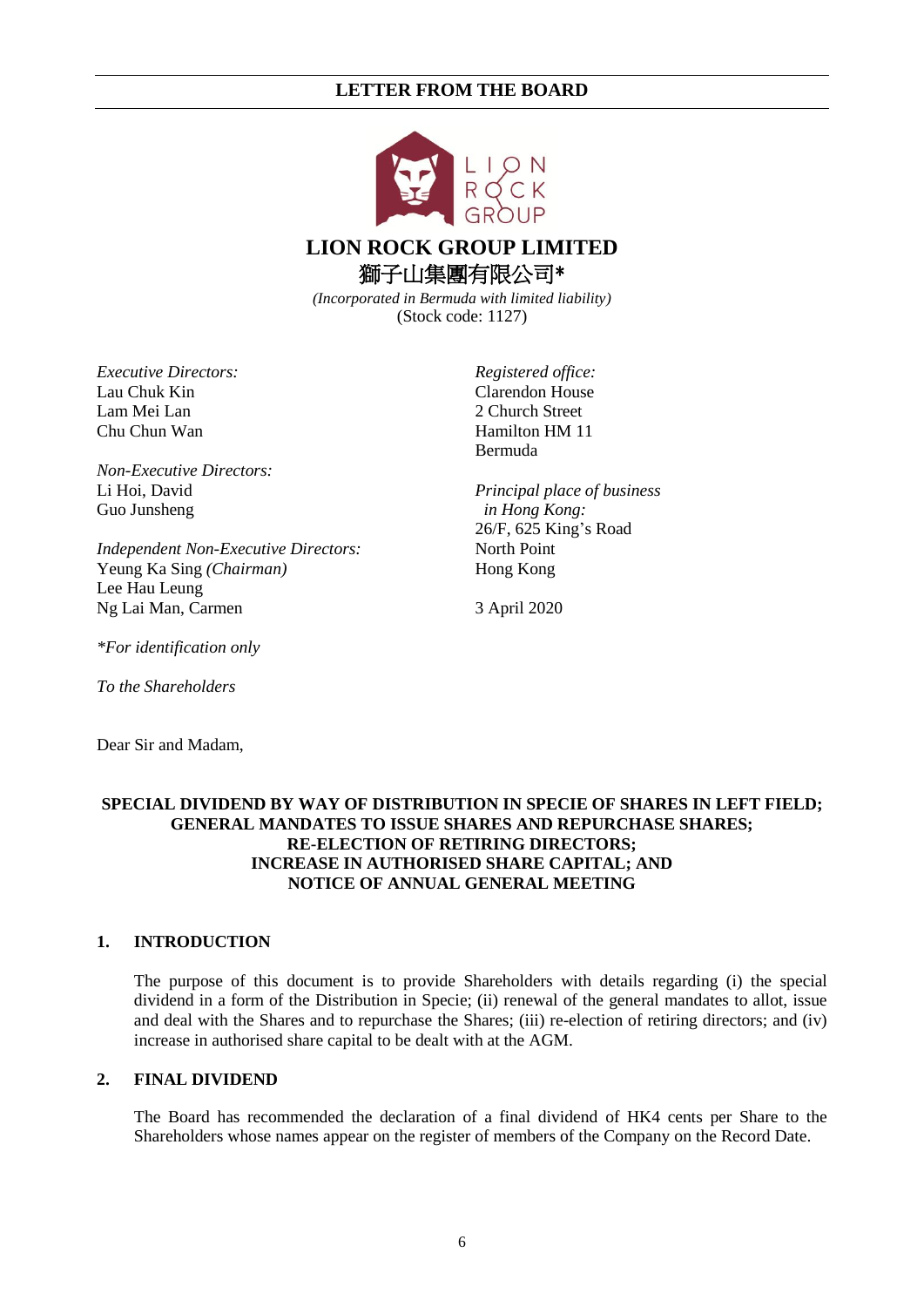# LETTER FROM THE BOARD

**LION ROCK GROUP LIMITED**
**獅子山集團有限公司***
*(Incorporated in Bermuda with limited liability)*
(Stock code: 1127)

*Executive Directors:*
Lau Chuk Kin
Lam Mei Lan
Chu Chun Wan

*Non-Executive Directors:*
Li Hoi, David
Guo Junsheng

*Independent Non-Executive Directors:*
Yeung Ka Sing *(Chairman)*
Lee Hau Leung
Ng Lai Man, Carmen

*Registered office:*
Clarendon House
2 Church Street
Hamilton HM 11
Bermuda

*Principal place of business in Hong Kong:*
26/F, 625 King's Road
North Point
Hong Kong

3 April 2020

**For identification only*

*To the Shareholders*

Dear Sir and Madam,

**SPECIAL DIVIDEND BY WAY OF DISTRIBUTION IN SPECIE OF SHARES IN LEFT FIELD; GENERAL MANDATES TO ISSUE SHARES AND REPURCHASE SHARES; RE-ELECTION OF RETIRING DIRECTORS; INCREASE IN AUTHORISED SHARE CAPITAL; AND NOTICE OF ANNUAL GENERAL MEETING**

## 1. INTRODUCTION

The purpose of this document is to provide Shareholders with details regarding (i) the special dividend in a form of the Distribution in Specie; (ii) renewal of the general mandates to allot, issue and deal with the Shares and to repurchase the Shares; (iii) re-election of retiring directors; and (iv) increase in authorised share capital to be dealt with at the AGM.

## 2. FINAL DIVIDEND

The Board has recommended the declaration of a final dividend of HK4 cents per Share to the Shareholders whose names appear on the register of members of the Company on the Record Date.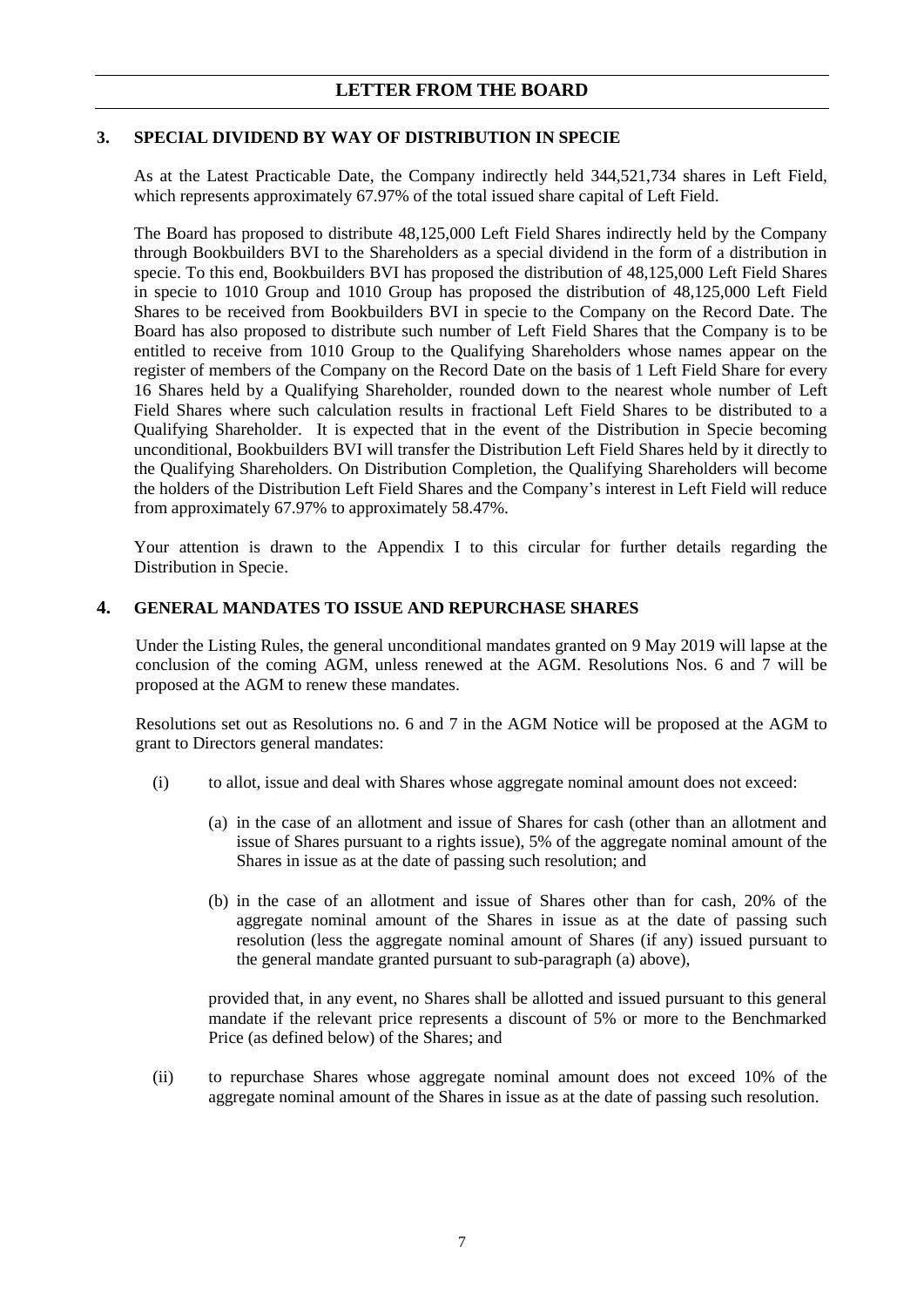# LETTER FROM THE BOARD

## 3. SPECIAL DIVIDEND BY WAY OF DISTRIBUTION IN SPECIE

As at the Latest Practicable Date, the Company indirectly held 344,521,734 shares in Left Field, which represents approximately 67.97% of the total issued share capital of Left Field.

The Board has proposed to distribute 48,125,000 Left Field Shares indirectly held by the Company through Bookbuilders BVI to the Shareholders as a special dividend in the form of a distribution in specie. To this end, Bookbuilders BVI has proposed the distribution of 48,125,000 Left Field Shares in specie to 1010 Group and 1010 Group has proposed the distribution of 48,125,000 Left Field Shares to be received from Bookbuilders BVI in specie to the Company on the Record Date. The Board has also proposed to distribute such number of Left Field Shares that the Company is to be entitled to receive from 1010 Group to the Qualifying Shareholders whose names appear on the register of members of the Company on the Record Date on the basis of 1 Left Field Share for every 16 Shares held by a Qualifying Shareholder, rounded down to the nearest whole number of Left Field Shares where such calculation results in fractional Left Field Shares to be distributed to a Qualifying Shareholder. It is expected that in the event of the Distribution in Specie becoming unconditional, Bookbuilders BVI will transfer the Distribution Left Field Shares held by it directly to the Qualifying Shareholders. On Distribution Completion, the Qualifying Shareholders will become the holders of the Distribution Left Field Shares and the Company's interest in Left Field will reduce from approximately 67.97% to approximately 58.47%.

Your attention is drawn to the Appendix I to this circular for further details regarding the Distribution in Specie.

## 4. GENERAL MANDATES TO ISSUE AND REPURCHASE SHARES

Under the Listing Rules, the general unconditional mandates granted on 9 May 2019 will lapse at the conclusion of the coming AGM, unless renewed at the AGM. Resolutions Nos. 6 and 7 will be proposed at the AGM to renew these mandates.

Resolutions set out as Resolutions no. 6 and 7 in the AGM Notice will be proposed at the AGM to grant to Directors general mandates:

(i) to allot, issue and deal with Shares whose aggregate nominal amount does not exceed:

  (a) in the case of an allotment and issue of Shares for cash (other than an allotment and issue of Shares pursuant to a rights issue), 5% of the aggregate nominal amount of the Shares in issue as at the date of passing such resolution; and

  (b) in the case of an allotment and issue of Shares other than for cash, 20% of the aggregate nominal amount of the Shares in issue as at the date of passing such resolution (less the aggregate nominal amount of Shares (if any) issued pursuant to the general mandate granted pursuant to sub-paragraph (a) above),

  provided that, in any event, no Shares shall be allotted and issued pursuant to this general mandate if the relevant price represents a discount of 5% or more to the Benchmarked Price (as defined below) of the Shares; and

(ii) to repurchase Shares whose aggregate nominal amount does not exceed 10% of the aggregate nominal amount of the Shares in issue as at the date of passing such resolution.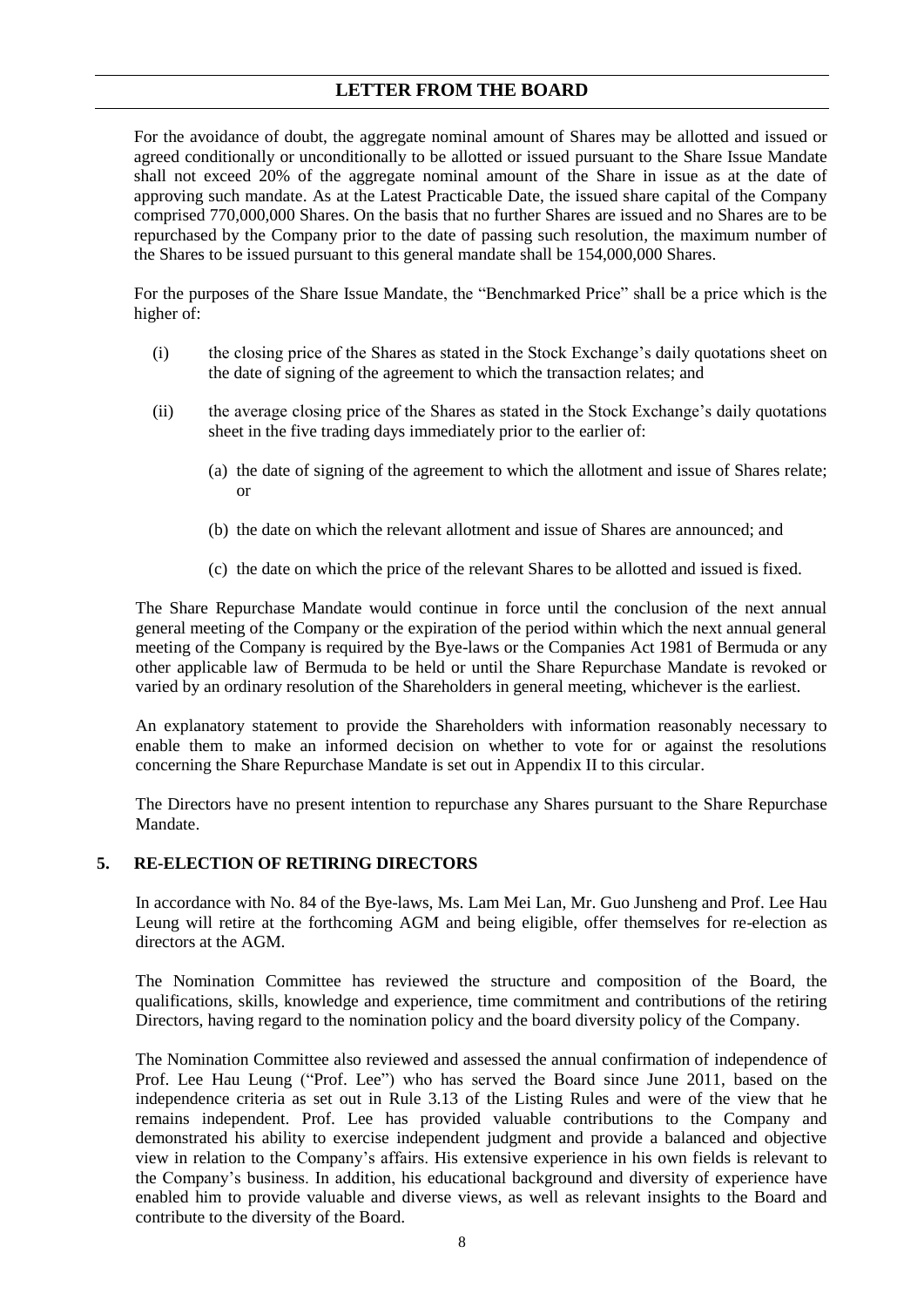For the avoidance of doubt, the aggregate nominal amount of Shares may be allotted and issued or agreed conditionally or unconditionally to be allotted or issued pursuant to the Share Issue Mandate shall not exceed 20% of the aggregate nominal amount of the Share in issue as at the date of approving such mandate. As at the Latest Practicable Date, the issued share capital of the Company comprised 770,000,000 Shares. On the basis that no further Shares are issued and no Shares are to be repurchased by the Company prior to the date of passing such resolution, the maximum number of the Shares to be issued pursuant to this general mandate shall be 154,000,000 Shares.

For the purposes of the Share Issue Mandate, the "Benchmarked Price" shall be a price which is the higher of:

(i) the closing price of the Shares as stated in the Stock Exchange's daily quotations sheet on the date of signing of the agreement to which the transaction relates; and

(ii) the average closing price of the Shares as stated in the Stock Exchange's daily quotations sheet in the five trading days immediately prior to the earlier of:

  (a) the date of signing of the agreement to which the allotment and issue of Shares relate; or

  (b) the date on which the relevant allotment and issue of Shares are announced; and

  (c) the date on which the price of the relevant Shares to be allotted and issued is fixed.

The Share Repurchase Mandate would continue in force until the conclusion of the next annual general meeting of the Company or the expiration of the period within which the next annual general meeting of the Company is required by the Bye-laws or the Companies Act 1981 of Bermuda or any other applicable law of Bermuda to be held or until the Share Repurchase Mandate is revoked or varied by an ordinary resolution of the Shareholders in general meeting, whichever is the earliest.

An explanatory statement to provide the Shareholders with information reasonably necessary to enable them to make an informed decision on whether to vote for or against the resolutions concerning the Share Repurchase Mandate is set out in Appendix II to this circular.

The Directors have no present intention to repurchase any Shares pursuant to the Share Repurchase Mandate.

## 5. RE-ELECTION OF RETIRING DIRECTORS

In accordance with No. 84 of the Bye-laws, Ms. Lam Mei Lan, Mr. Guo Junsheng and Prof. Lee Hau Leung will retire at the forthcoming AGM and being eligible, offer themselves for re-election as directors at the AGM.

The Nomination Committee has reviewed the structure and composition of the Board, the qualifications, skills, knowledge and experience, time commitment and contributions of the retiring Directors, having regard to the nomination policy and the board diversity policy of the Company.

The Nomination Committee also reviewed and assessed the annual confirmation of independence of Prof. Lee Hau Leung ("Prof. Lee") who has served the Board since June 2011, based on the independence criteria as set out in Rule 3.13 of the Listing Rules and were of the view that he remains independent. Prof. Lee has provided valuable contributions to the Company and demonstrated his ability to exercise independent judgment and provide a balanced and objective view in relation to the Company's affairs. His extensive experience in his own fields is relevant to the Company's business. In addition, his educational background and diversity of experience have enabled him to provide valuable and diverse views, as well as relevant insights to the Board and contribute to the diversity of the Board.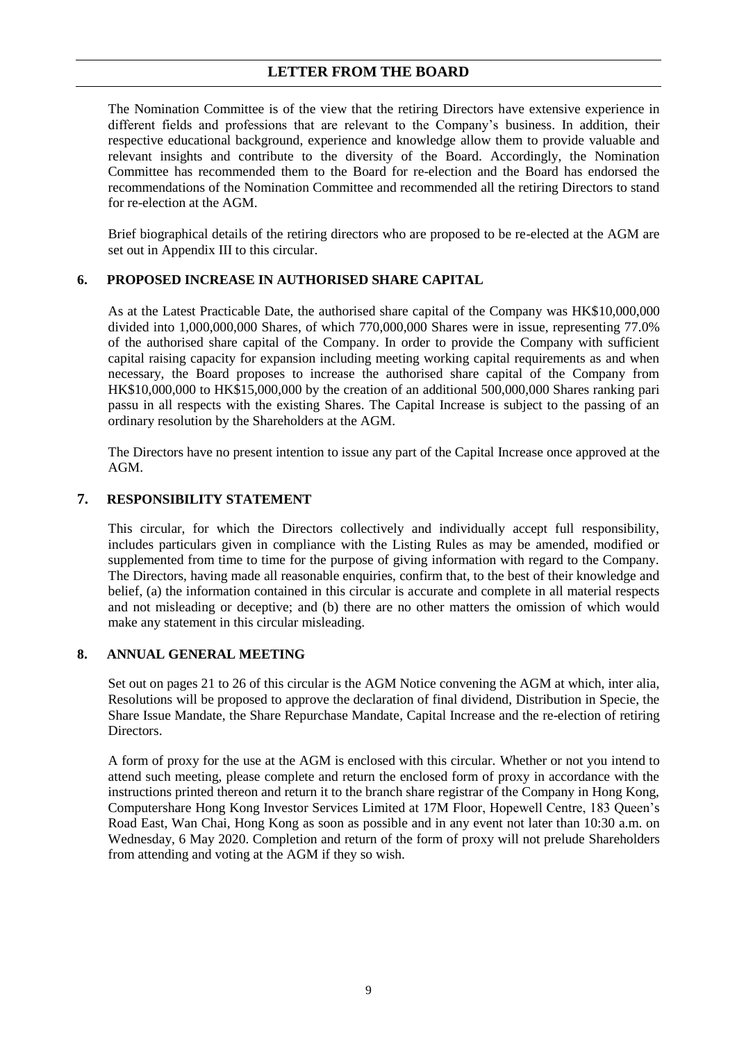The Nomination Committee is of the view that the retiring Directors have extensive experience in different fields and professions that are relevant to the Company's business. In addition, their respective educational background, experience and knowledge allow them to provide valuable and relevant insights and contribute to the diversity of the Board. Accordingly, the Nomination Committee has recommended them to the Board for re-election and the Board has endorsed the recommendations of the Nomination Committee and recommended all the retiring Directors to stand for re-election at the AGM.

Brief biographical details of the retiring directors who are proposed to be re-elected at the AGM are set out in Appendix III to this circular.

## 6. PROPOSED INCREASE IN AUTHORISED SHARE CAPITAL

As at the Latest Practicable Date, the authorised share capital of the Company was HK$10,000,000 divided into 1,000,000,000 Shares, of which 770,000,000 Shares were in issue, representing 77.0% of the authorised share capital of the Company. In order to provide the Company with sufficient capital raising capacity for expansion including meeting working capital requirements as and when necessary, the Board proposes to increase the authorised share capital of the Company from HK$10,000,000 to HK$15,000,000 by the creation of an additional 500,000,000 Shares ranking pari passu in all respects with the existing Shares. The Capital Increase is subject to the passing of an ordinary resolution by the Shareholders at the AGM.

The Directors have no present intention to issue any part of the Capital Increase once approved at the AGM.

## 7. RESPONSIBILITY STATEMENT

This circular, for which the Directors collectively and individually accept full responsibility, includes particulars given in compliance with the Listing Rules as may be amended, modified or supplemented from time to time for the purpose of giving information with regard to the Company. The Directors, having made all reasonable enquiries, confirm that, to the best of their knowledge and belief, (a) the information contained in this circular is accurate and complete in all material respects and not misleading or deceptive; and (b) there are no other matters the omission of which would make any statement in this circular misleading.

## 8. ANNUAL GENERAL MEETING

Set out on pages 21 to 26 of this circular is the AGM Notice convening the AGM at which, inter alia, Resolutions will be proposed to approve the declaration of final dividend, Distribution in Specie, the Share Issue Mandate, the Share Repurchase Mandate, Capital Increase and the re-election of retiring Directors.

A form of proxy for the use at the AGM is enclosed with this circular. Whether or not you intend to attend such meeting, please complete and return the enclosed form of proxy in accordance with the instructions printed thereon and return it to the branch share registrar of the Company in Hong Kong, Computershare Hong Kong Investor Services Limited at 17M Floor, Hopewell Centre, 183 Queen's Road East, Wan Chai, Hong Kong as soon as possible and in any event not later than 10:30 a.m. on Wednesday, 6 May 2020. Completion and return of the form of proxy will not prelude Shareholders from attending and voting at the AGM if they so wish.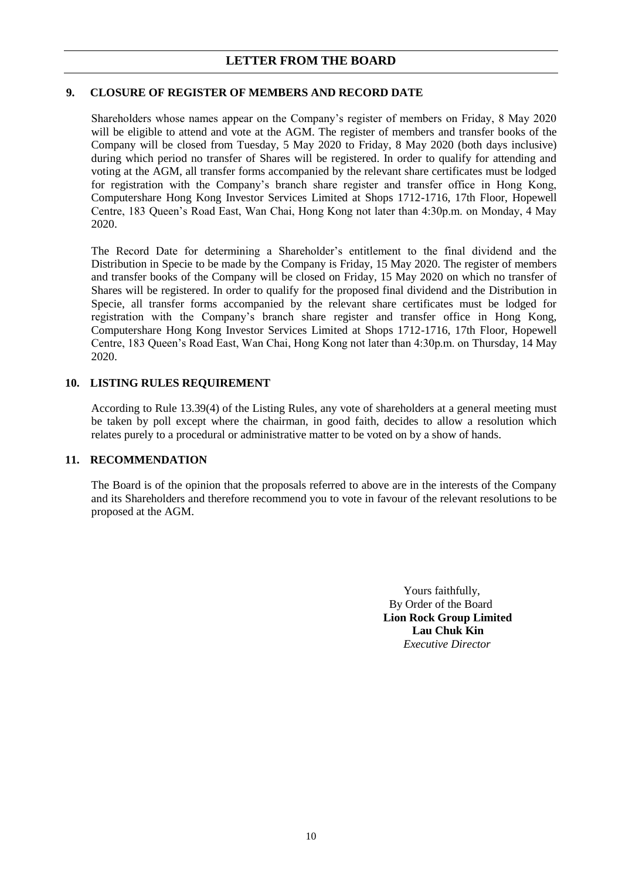## 9. CLOSURE OF REGISTER OF MEMBERS AND RECORD DATE

Shareholders whose names appear on the Company's register of members on Friday, 8 May 2020 will be eligible to attend and vote at the AGM. The register of members and transfer books of the Company will be closed from Tuesday, 5 May 2020 to Friday, 8 May 2020 (both days inclusive) during which period no transfer of Shares will be registered. In order to qualify for attending and voting at the AGM, all transfer forms accompanied by the relevant share certificates must be lodged for registration with the Company's branch share register and transfer office in Hong Kong, Computershare Hong Kong Investor Services Limited at Shops 1712-1716, 17th Floor, Hopewell Centre, 183 Queen's Road East, Wan Chai, Hong Kong not later than 4:30p.m. on Monday, 4 May 2020.

The Record Date for determining a Shareholder's entitlement to the final dividend and the Distribution in Specie to be made by the Company is Friday, 15 May 2020. The register of members and transfer books of the Company will be closed on Friday, 15 May 2020 on which no transfer of Shares will be registered. In order to qualify for the proposed final dividend and the Distribution in Specie, all transfer forms accompanied by the relevant share certificates must be lodged for registration with the Company's branch share register and transfer office in Hong Kong, Computershare Hong Kong Investor Services Limited at Shops 1712-1716, 17th Floor, Hopewell Centre, 183 Queen's Road East, Wan Chai, Hong Kong not later than 4:30p.m. on Thursday, 14 May 2020.

## 10. LISTING RULES REQUIREMENT

According to Rule 13.39(4) of the Listing Rules, any vote of shareholders at a general meeting must be taken by poll except where the chairman, in good faith, decides to allow a resolution which relates purely to a procedural or administrative matter to be voted on by a show of hands.

## 11. RECOMMENDATION

The Board is of the opinion that the proposals referred to above are in the interests of the Company and its Shareholders and therefore recommend you to vote in favour of the relevant resolutions to be proposed at the AGM.

Yours faithfully,
By Order of the Board
**Lion Rock Group Limited**
**Lau Chuk Kin**
*Executive Director*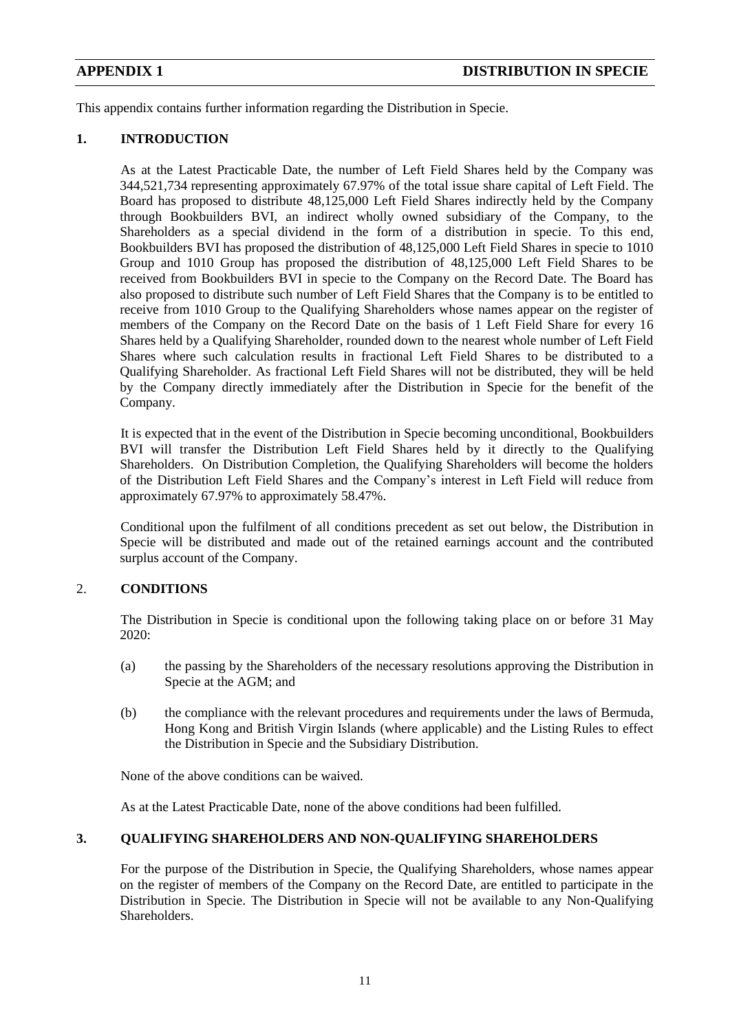**APPENDIX 1** **DISTRIBUTION IN SPECIE**

This appendix contains further information regarding the Distribution in Specie.

## 1. INTRODUCTION

As at the Latest Practicable Date, the number of Left Field Shares held by the Company was 344,521,734 representing approximately 67.97% of the total issue share capital of Left Field. The Board has proposed to distribute 48,125,000 Left Field Shares indirectly held by the Company through Bookbuilders BVI, an indirect wholly owned subsidiary of the Company, to the Shareholders as a special dividend in the form of a distribution in specie. To this end, Bookbuilders BVI has proposed the distribution of 48,125,000 Left Field Shares in specie to 1010 Group and 1010 Group has proposed the distribution of 48,125,000 Left Field Shares to be received from Bookbuilders BVI in specie to the Company on the Record Date. The Board has also proposed to distribute such number of Left Field Shares that the Company is to be entitled to receive from 1010 Group to the Qualifying Shareholders whose names appear on the register of members of the Company on the Record Date on the basis of 1 Left Field Share for every 16 Shares held by a Qualifying Shareholder, rounded down to the nearest whole number of Left Field Shares where such calculation results in fractional Left Field Shares to be distributed to a Qualifying Shareholder. As fractional Left Field Shares will not be distributed, they will be held by the Company directly immediately after the Distribution in Specie for the benefit of the Company.

It is expected that in the event of the Distribution in Specie becoming unconditional, Bookbuilders BVI will transfer the Distribution Left Field Shares held by it directly to the Qualifying Shareholders. On Distribution Completion, the Qualifying Shareholders will become the holders of the Distribution Left Field Shares and the Company's interest in Left Field will reduce from approximately 67.97% to approximately 58.47%.

Conditional upon the fulfilment of all conditions precedent as set out below, the Distribution in Specie will be distributed and made out of the retained earnings account and the contributed surplus account of the Company.

## 2. CONDITIONS

The Distribution in Specie is conditional upon the following taking place on or before 31 May 2020:

(a) the passing by the Shareholders of the necessary resolutions approving the Distribution in Specie at the AGM; and

(b) the compliance with the relevant procedures and requirements under the laws of Bermuda, Hong Kong and British Virgin Islands (where applicable) and the Listing Rules to effect the Distribution in Specie and the Subsidiary Distribution.

None of the above conditions can be waived.

As at the Latest Practicable Date, none of the above conditions had been fulfilled.

## 3. QUALIFYING SHAREHOLDERS AND NON-QUALIFYING SHAREHOLDERS

For the purpose of the Distribution in Specie, the Qualifying Shareholders, whose names appear on the register of members of the Company on the Record Date, are entitled to participate in the Distribution in Specie. The Distribution in Specie will not be available to any Non-Qualifying Shareholders.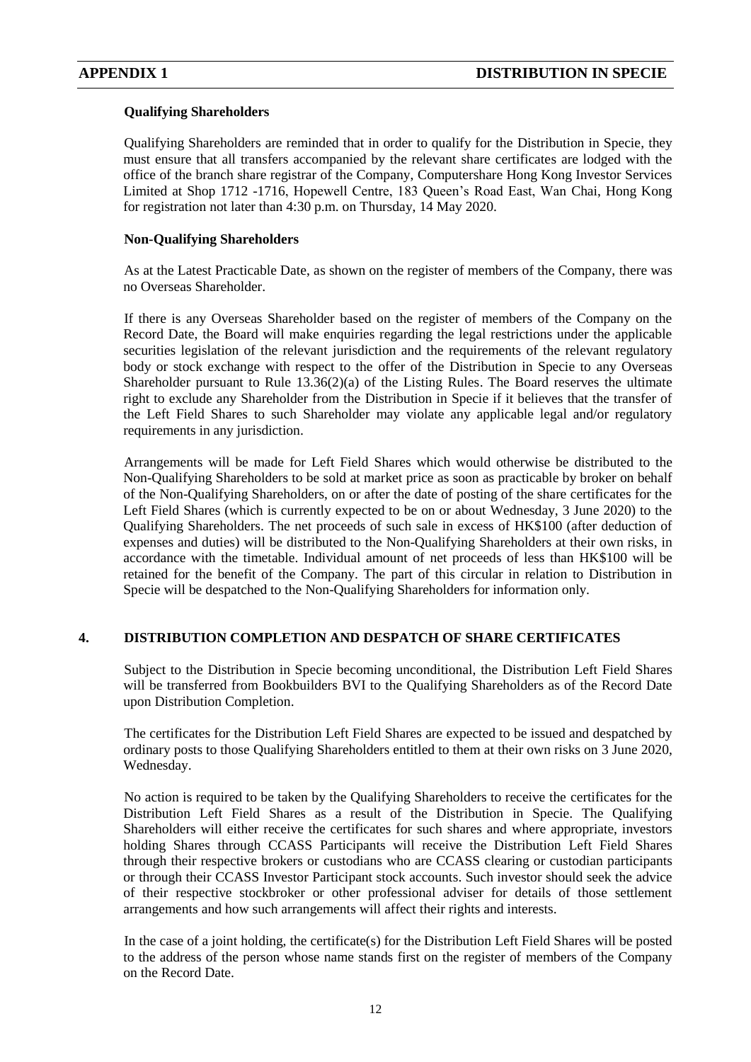**Qualifying Shareholders**

Qualifying Shareholders are reminded that in order to qualify for the Distribution in Specie, they must ensure that all transfers accompanied by the relevant share certificates are lodged with the office of the branch share registrar of the Company, Computershare Hong Kong Investor Services Limited at Shop 1712 -1716, Hopewell Centre, 183 Queen's Road East, Wan Chai, Hong Kong for registration not later than 4:30 p.m. on Thursday, 14 May 2020.

**Non-Qualifying Shareholders**

As at the Latest Practicable Date, as shown on the register of members of the Company, there was no Overseas Shareholder.

If there is any Overseas Shareholder based on the register of members of the Company on the Record Date, the Board will make enquiries regarding the legal restrictions under the applicable securities legislation of the relevant jurisdiction and the requirements of the relevant regulatory body or stock exchange with respect to the offer of the Distribution in Specie to any Overseas Shareholder pursuant to Rule 13.36(2)(a) of the Listing Rules. The Board reserves the ultimate right to exclude any Shareholder from the Distribution in Specie if it believes that the transfer of the Left Field Shares to such Shareholder may violate any applicable legal and/or regulatory requirements in any jurisdiction.

Arrangements will be made for Left Field Shares which would otherwise be distributed to the Non-Qualifying Shareholders to be sold at market price as soon as practicable by broker on behalf of the Non-Qualifying Shareholders, on or after the date of posting of the share certificates for the Left Field Shares (which is currently expected to be on or about Wednesday, 3 June 2020) to the Qualifying Shareholders. The net proceeds of such sale in excess of HK$100 (after deduction of expenses and duties) will be distributed to the Non-Qualifying Shareholders at their own risks, in accordance with the timetable. Individual amount of net proceeds of less than HK$100 will be retained for the benefit of the Company. The part of this circular in relation to Distribution in Specie will be despatched to the Non-Qualifying Shareholders for information only.

## 4. DISTRIBUTION COMPLETION AND DESPATCH OF SHARE CERTIFICATES

Subject to the Distribution in Specie becoming unconditional, the Distribution Left Field Shares will be transferred from Bookbuilders BVI to the Qualifying Shareholders as of the Record Date upon Distribution Completion.

The certificates for the Distribution Left Field Shares are expected to be issued and despatched by ordinary posts to those Qualifying Shareholders entitled to them at their own risks on 3 June 2020, Wednesday.

No action is required to be taken by the Qualifying Shareholders to receive the certificates for the Distribution Left Field Shares as a result of the Distribution in Specie. The Qualifying Shareholders will either receive the certificates for such shares and where appropriate, investors holding Shares through CCASS Participants will receive the Distribution Left Field Shares through their respective brokers or custodians who are CCASS clearing or custodian participants or through their CCASS Investor Participant stock accounts. Such investor should seek the advice of their respective stockbroker or other professional adviser for details of those settlement arrangements and how such arrangements will affect their rights and interests.

In the case of a joint holding, the certificate(s) for the Distribution Left Field Shares will be posted to the address of the person whose name stands first on the register of members of the Company on the Record Date.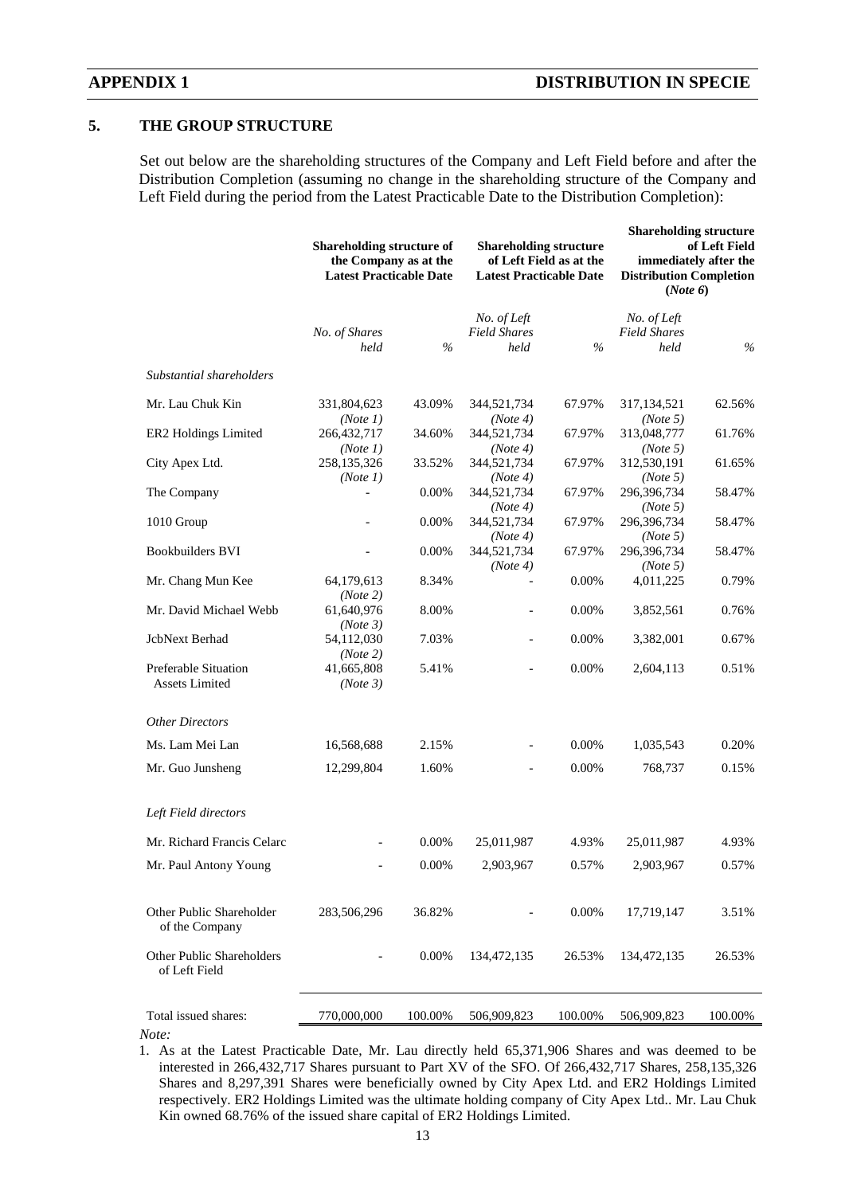## 5. THE GROUP STRUCTURE

Set out below are the shareholding structures of the Company and Left Field before and after the Distribution Completion (assuming no change in the shareholding structure of the Company and Left Field during the period from the Latest Practicable Date to the Distribution Completion):

| | Shareholding structure of the Company as at the Latest Practicable Date | | Shareholding structure of Left Field as at the Latest Practicable Date | | Shareholding structure of Left Field immediately after the Distribution Completion (*Note 6*) | |
|---|---|---|---|---|---|---|
| | *No. of Shares held* | *%* | *No. of Left Field Shares held* | *%* | *No. of Left Field Shares held* | *%* |
| *Substantial shareholders* | | | | | | |
| Mr. Lau Chuk Kin | 331,804,623 (*Note 1*) | 43.09% | 344,521,734 (*Note 4*) | 67.97% | 317,134,521 (*Note 5*) | 62.56% |
| ER2 Holdings Limited | 266,432,717 (*Note 1*) | 34.60% | 344,521,734 (*Note 4*) | 67.97% | 313,048,777 (*Note 5*) | 61.76% |
| City Apex Ltd. | 258,135,326 (*Note 1*) | 33.52% | 344,521,734 (*Note 4*) | 67.97% | 312,530,191 (*Note 5*) | 61.65% |
| The Company | - | 0.00% | 344,521,734 (*Note 4*) | 67.97% | 296,396,734 (*Note 5*) | 58.47% |
| 1010 Group | - | 0.00% | 344,521,734 (*Note 4*) | 67.97% | 296,396,734 (*Note 5*) | 58.47% |
| Bookbuilders BVI | - | 0.00% | 344,521,734 (*Note 4*) | 67.97% | 296,396,734 (*Note 5*) | 58.47% |
| Mr. Chang Mun Kee | 64,179,613 (*Note 2*) | 8.34% | - | 0.00% | 4,011,225 | 0.79% |
| Mr. David Michael Webb | 61,640,976 (*Note 3*) | 8.00% | - | 0.00% | 3,852,561 | 0.76% |
| JcbNext Berhad | 54,112,030 (*Note 2*) | 7.03% | - | 0.00% | 3,382,001 | 0.67% |
| Preferable Situation Assets Limited | 41,665,808 (*Note 3*) | 5.41% | - | 0.00% | 2,604,113 | 0.51% |
| *Other Directors* | | | | | | |
| Ms. Lam Mei Lan | 16,568,688 | 2.15% | - | 0.00% | 1,035,543 | 0.20% |
| Mr. Guo Junsheng | 12,299,804 | 1.60% | - | 0.00% | 768,737 | 0.15% |
| *Left Field directors* | | | | | | |
| Mr. Richard Francis Celarc | - | 0.00% | 25,011,987 | 4.93% | 25,011,987 | 4.93% |
| Mr. Paul Antony Young | - | 0.00% | 2,903,967 | 0.57% | 2,903,967 | 0.57% |
| Other Public Shareholder of the Company | 283,506,296 | 36.82% | - | 0.00% | 17,719,147 | 3.51% |
| Other Public Shareholders of Left Field | - | 0.00% | 134,472,135 | 26.53% | 134,472,135 | 26.53% |
| Total issued shares: | 770,000,000 | 100.00% | 506,909,823 | 100.00% | 506,909,823 | 100.00% |

*Note:*

1. As at the Latest Practicable Date, Mr. Lau directly held 65,371,906 Shares and was deemed to be interested in 266,432,717 Shares pursuant to Part XV of the SFO. Of 266,432,717 Shares, 258,135,326 Shares and 8,297,391 Shares were beneficially owned by City Apex Ltd. and ER2 Holdings Limited respectively. ER2 Holdings Limited was the ultimate holding company of City Apex Ltd.. Mr. Lau Chuk Kin owned 68.76% of the issued share capital of ER2 Holdings Limited.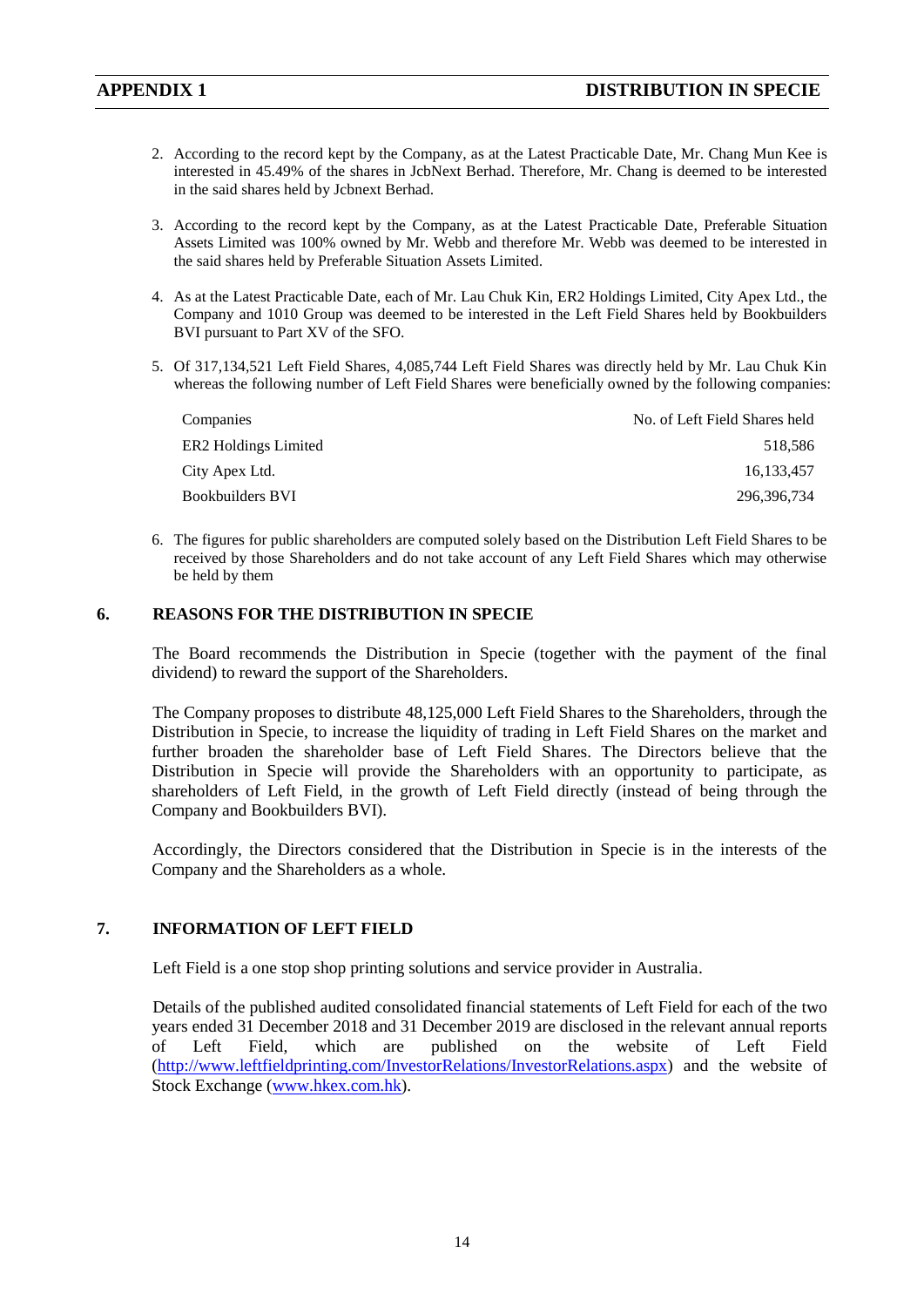2. According to the record kept by the Company, as at the Latest Practicable Date, Mr. Chang Mun Kee is interested in 45.49% of the shares in JcbNext Berhad. Therefore, Mr. Chang is deemed to be interested in the said shares held by Jcbnext Berhad.

3. According to the record kept by the Company, as at the Latest Practicable Date, Preferable Situation Assets Limited was 100% owned by Mr. Webb and therefore Mr. Webb was deemed to be interested in the said shares held by Preferable Situation Assets Limited.

4. As at the Latest Practicable Date, each of Mr. Lau Chuk Kin, ER2 Holdings Limited, City Apex Ltd., the Company and 1010 Group was deemed to be interested in the Left Field Shares held by Bookbuilders BVI pursuant to Part XV of the SFO.

5. Of 317,134,521 Left Field Shares, 4,085,744 Left Field Shares was directly held by Mr. Lau Chuk Kin whereas the following number of Left Field Shares were beneficially owned by the following companies:

| Companies | No. of Left Field Shares held |
|---|---|
| ER2 Holdings Limited | 518,586 |
| City Apex Ltd. | 16,133,457 |
| Bookbuilders BVI | 296,396,734 |

6. The figures for public shareholders are computed solely based on the Distribution Left Field Shares to be received by those Shareholders and do not take account of any Left Field Shares which may otherwise be held by them

## 6. REASONS FOR THE DISTRIBUTION IN SPECIE

The Board recommends the Distribution in Specie (together with the payment of the final dividend) to reward the support of the Shareholders.

The Company proposes to distribute 48,125,000 Left Field Shares to the Shareholders, through the Distribution in Specie, to increase the liquidity of trading in Left Field Shares on the market and further broaden the shareholder base of Left Field Shares. The Directors believe that the Distribution in Specie will provide the Shareholders with an opportunity to participate, as shareholders of Left Field, in the growth of Left Field directly (instead of being through the Company and Bookbuilders BVI).

Accordingly, the Directors considered that the Distribution in Specie is in the interests of the Company and the Shareholders as a whole.

## 7. INFORMATION OF LEFT FIELD

Left Field is a one stop shop printing solutions and service provider in Australia.

Details of the published audited consolidated financial statements of Left Field for each of the two years ended 31 December 2018 and 31 December 2019 are disclosed in the relevant annual reports of Left Field, which are published on the website of Left Field (http://www.leftfieldprinting.com/InvestorRelations/InvestorRelations.aspx) and the website of Stock Exchange (www.hkex.com.hk).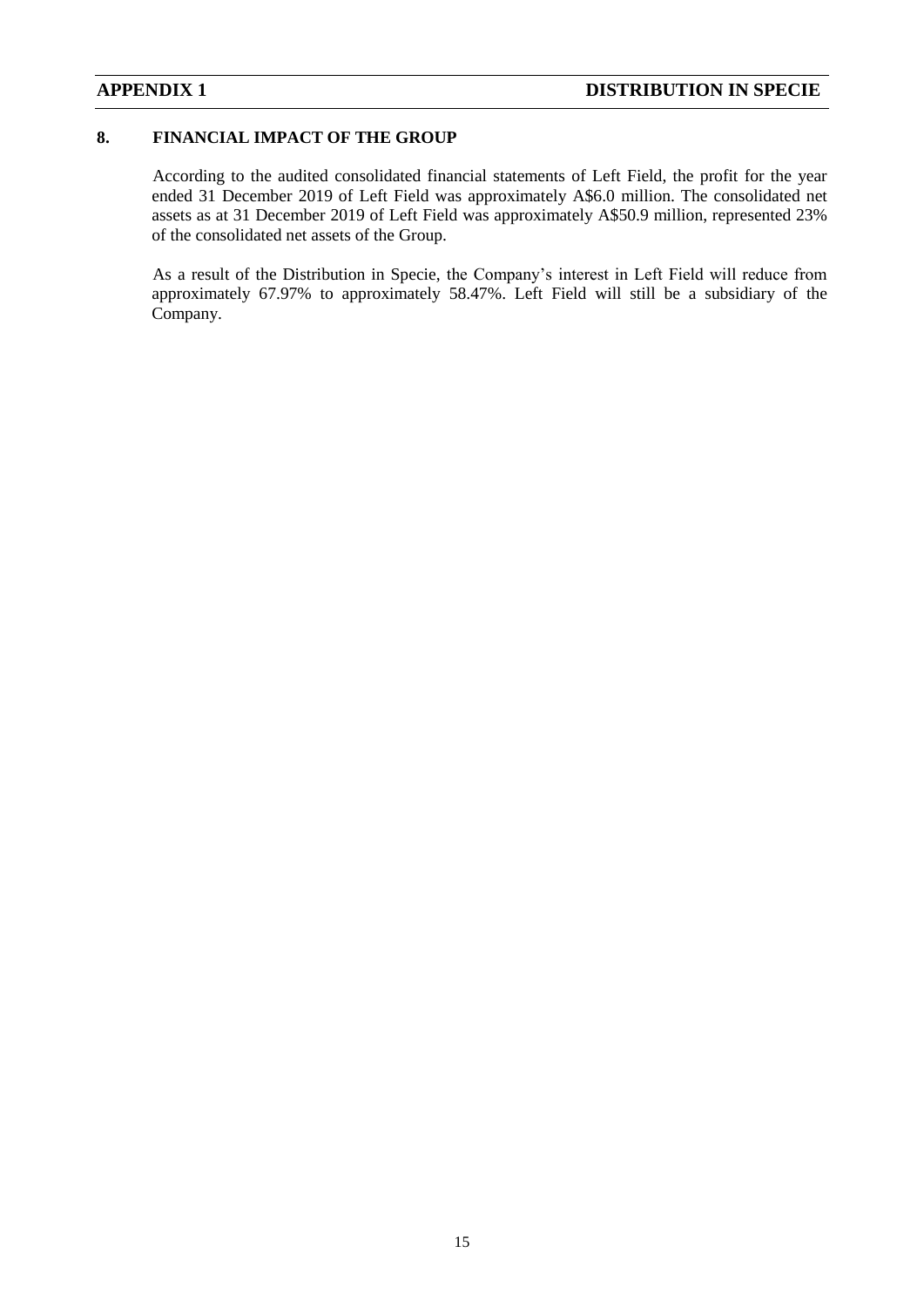## 8. FINANCIAL IMPACT OF THE GROUP

According to the audited consolidated financial statements of Left Field, the profit for the year ended 31 December 2019 of Left Field was approximately A$6.0 million. The consolidated net assets as at 31 December 2019 of Left Field was approximately A$50.9 million, represented 23% of the consolidated net assets of the Group.

As a result of the Distribution in Specie, the Company's interest in Left Field will reduce from approximately 67.97% to approximately 58.47%. Left Field will still be a subsidiary of the Company.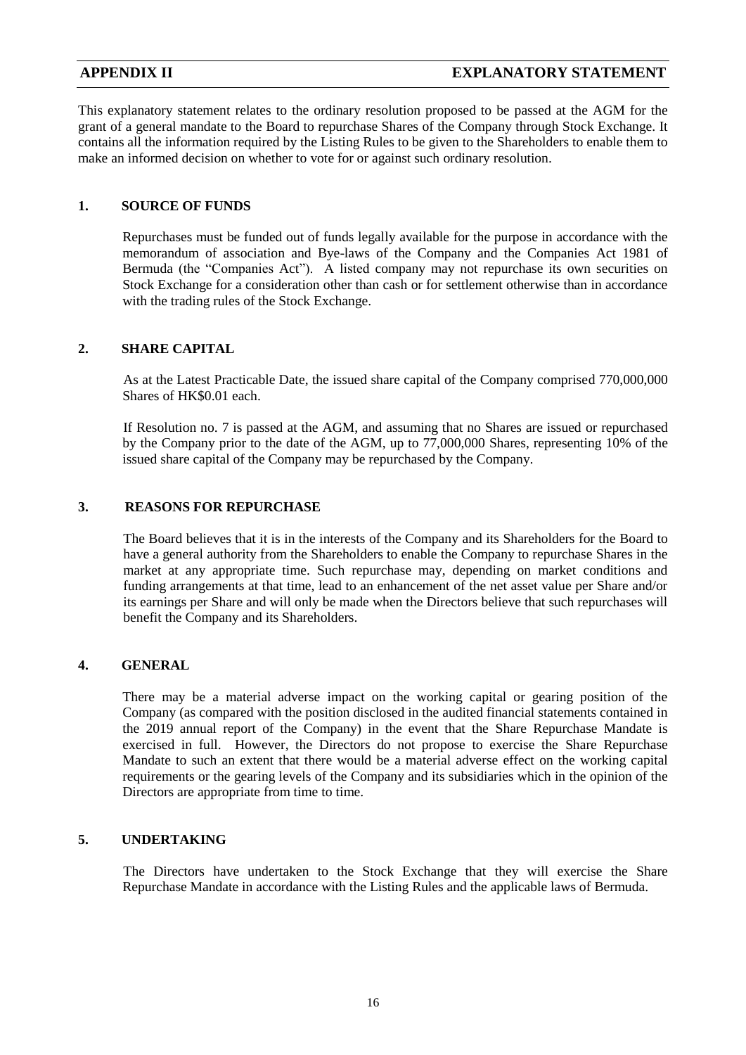## APPENDIX II EXPLANATORY STATEMENT

This explanatory statement relates to the ordinary resolution proposed to be passed at the AGM for the grant of a general mandate to the Board to repurchase Shares of the Company through Stock Exchange. It contains all the information required by the Listing Rules to be given to the Shareholders to enable them to make an informed decision on whether to vote for or against such ordinary resolution.

### 1. SOURCE OF FUNDS

Repurchases must be funded out of funds legally available for the purpose in accordance with the memorandum of association and Bye-laws of the Company and the Companies Act 1981 of Bermuda (the "Companies Act"). A listed company may not repurchase its own securities on Stock Exchange for a consideration other than cash or for settlement otherwise than in accordance with the trading rules of the Stock Exchange.

### 2. SHARE CAPITAL

As at the Latest Practicable Date, the issued share capital of the Company comprised 770,000,000 Shares of HK$0.01 each.

If Resolution no. 7 is passed at the AGM, and assuming that no Shares are issued or repurchased by the Company prior to the date of the AGM, up to 77,000,000 Shares, representing 10% of the issued share capital of the Company may be repurchased by the Company.

### 3. REASONS FOR REPURCHASE

The Board believes that it is in the interests of the Company and its Shareholders for the Board to have a general authority from the Shareholders to enable the Company to repurchase Shares in the market at any appropriate time. Such repurchase may, depending on market conditions and funding arrangements at that time, lead to an enhancement of the net asset value per Share and/or its earnings per Share and will only be made when the Directors believe that such repurchases will benefit the Company and its Shareholders.

### 4. GENERAL

There may be a material adverse impact on the working capital or gearing position of the Company (as compared with the position disclosed in the audited financial statements contained in the 2019 annual report of the Company) in the event that the Share Repurchase Mandate is exercised in full. However, the Directors do not propose to exercise the Share Repurchase Mandate to such an extent that there would be a material adverse effect on the working capital requirements or the gearing levels of the Company and its subsidiaries which in the opinion of the Directors are appropriate from time to time.

### 5. UNDERTAKING

The Directors have undertaken to the Stock Exchange that they will exercise the Share Repurchase Mandate in accordance with the Listing Rules and the applicable laws of Bermuda.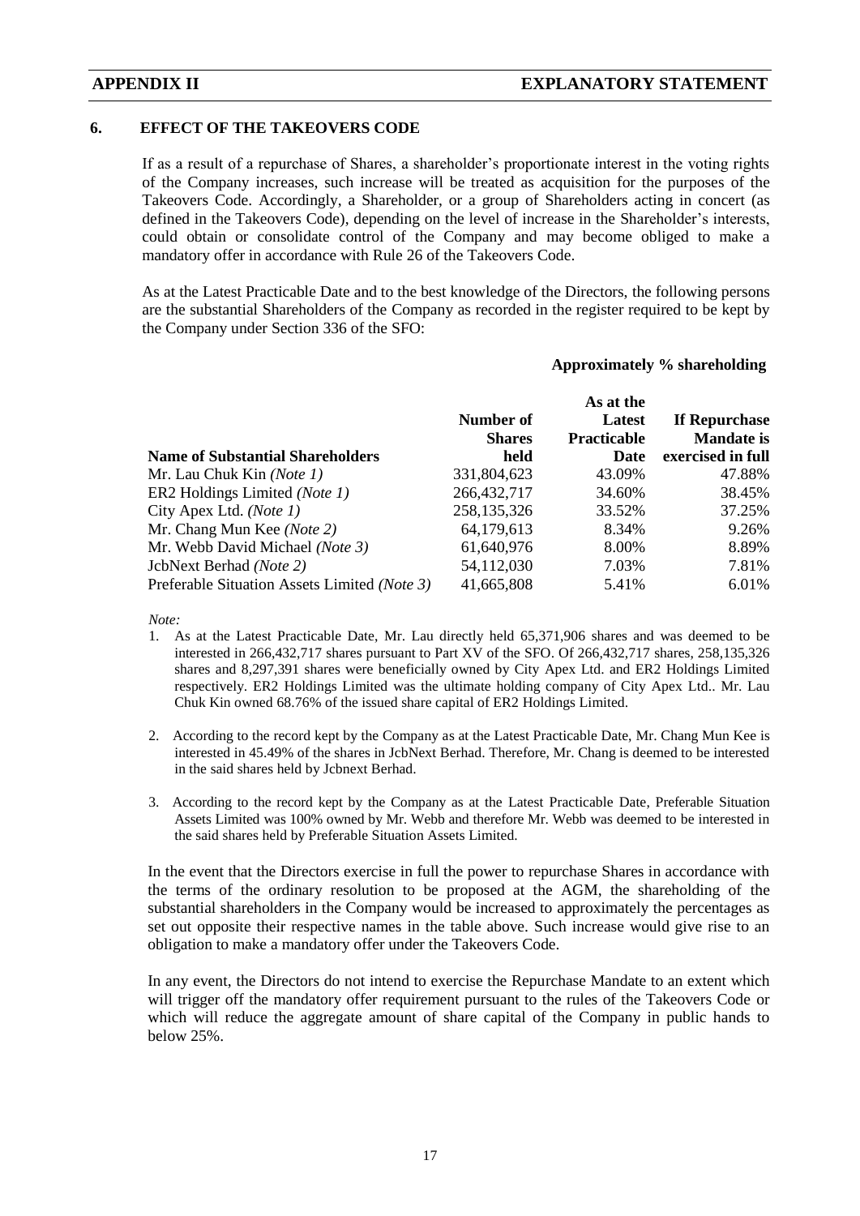## 6. EFFECT OF THE TAKEOVERS CODE

If as a result of a repurchase of Shares, a shareholder's proportionate interest in the voting rights of the Company increases, such increase will be treated as acquisition for the purposes of the Takeovers Code. Accordingly, a Shareholder, or a group of Shareholders acting in concert (as defined in the Takeovers Code), depending on the level of increase in the Shareholder's interests, could obtain or consolidate control of the Company and may become obliged to make a mandatory offer in accordance with Rule 26 of the Takeovers Code.

As at the Latest Practicable Date and to the best knowledge of the Directors, the following persons are the substantial Shareholders of the Company as recorded in the register required to be kept by the Company under Section 336 of the SFO:

| | | **Approximately % shareholding** | |
|---|---|---|---|
| **Name of Substantial Shareholders** | **Number of Shares held** | **As at the Latest Practicable Date** | **If Repurchase Mandate is exercised in full** |
| Mr. Lau Chuk Kin *(Note 1)* | 331,804,623 | 43.09% | 47.88% |
| ER2 Holdings Limited *(Note 1)* | 266,432,717 | 34.60% | 38.45% |
| City Apex Ltd. *(Note 1)* | 258,135,326 | 33.52% | 37.25% |
| Mr. Chang Mun Kee *(Note 2)* | 64,179,613 | 8.34% | 9.26% |
| Mr. Webb David Michael *(Note 3)* | 61,640,976 | 8.00% | 8.89% |
| JcbNext Berhad *(Note 2)* | 54,112,030 | 7.03% | 7.81% |
| Preferable Situation Assets Limited *(Note 3)* | 41,665,808 | 5.41% | 6.01% |

*Note:*

1. As at the Latest Practicable Date, Mr. Lau directly held 65,371,906 shares and was deemed to be interested in 266,432,717 shares pursuant to Part XV of the SFO. Of 266,432,717 shares, 258,135,326 shares and 8,297,391 shares were beneficially owned by City Apex Ltd. and ER2 Holdings Limited respectively. ER2 Holdings Limited was the ultimate holding company of City Apex Ltd.. Mr. Lau Chuk Kin owned 68.76% of the issued share capital of ER2 Holdings Limited.

2. According to the record kept by the Company as at the Latest Practicable Date, Mr. Chang Mun Kee is interested in 45.49% of the shares in JcbNext Berhad. Therefore, Mr. Chang is deemed to be interested in the said shares held by Jcbnext Berhad.

3. According to the record kept by the Company as at the Latest Practicable Date, Preferable Situation Assets Limited was 100% owned by Mr. Webb and therefore Mr. Webb was deemed to be interested in the said shares held by Preferable Situation Assets Limited.

In the event that the Directors exercise in full the power to repurchase Shares in accordance with the terms of the ordinary resolution to be proposed at the AGM, the shareholding of the substantial shareholders in the Company would be increased to approximately the percentages as set out opposite their respective names in the table above. Such increase would give rise to an obligation to make a mandatory offer under the Takeovers Code.

In any event, the Directors do not intend to exercise the Repurchase Mandate to an extent which will trigger off the mandatory offer requirement pursuant to the rules of the Takeovers Code or which will reduce the aggregate amount of share capital of the Company in public hands to below 25%.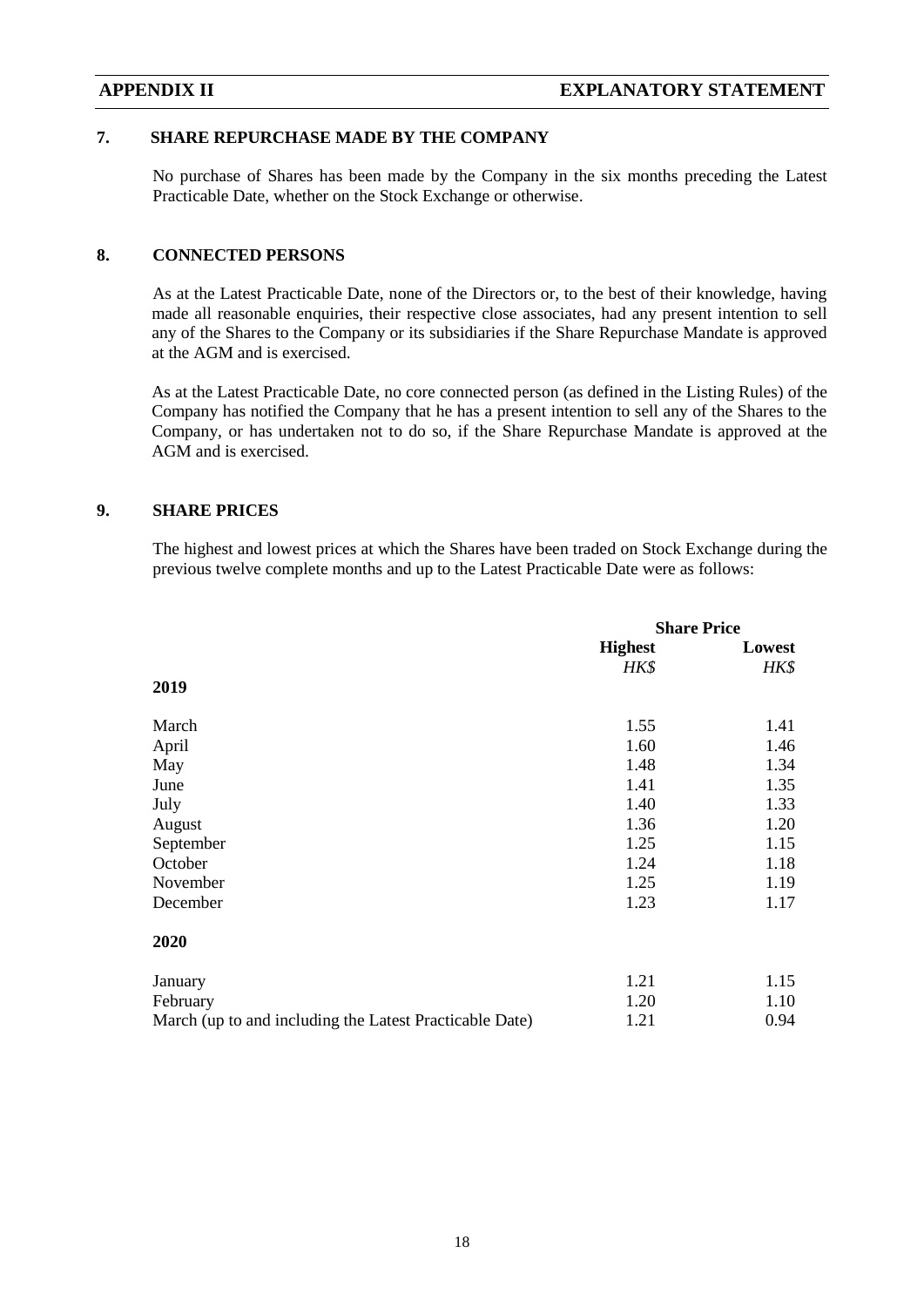## 7. SHARE REPURCHASE MADE BY THE COMPANY

No purchase of Shares has been made by the Company in the six months preceding the Latest Practicable Date, whether on the Stock Exchange or otherwise.

## 8. CONNECTED PERSONS

As at the Latest Practicable Date, none of the Directors or, to the best of their knowledge, having made all reasonable enquiries, their respective close associates, had any present intention to sell any of the Shares to the Company or its subsidiaries if the Share Repurchase Mandate is approved at the AGM and is exercised.

As at the Latest Practicable Date, no core connected person (as defined in the Listing Rules) of the Company has notified the Company that he has a present intention to sell any of the Shares to the Company, or has undertaken not to do so, if the Share Repurchase Mandate is approved at the AGM and is exercised.

## 9. SHARE PRICES

The highest and lowest prices at which the Shares have been traded on Stock Exchange during the previous twelve complete months and up to the Latest Practicable Date were as follows:

| | **Share Price** | |
|---|---|---|
| | **Highest** | **Lowest** |
| | *HK$* | *HK$* |
| **2019** | | |
| March | 1.55 | 1.41 |
| April | 1.60 | 1.46 |
| May | 1.48 | 1.34 |
| June | 1.41 | 1.35 |
| July | 1.40 | 1.33 |
| August | 1.36 | 1.20 |
| September | 1.25 | 1.15 |
| October | 1.24 | 1.18 |
| November | 1.25 | 1.19 |
| December | 1.23 | 1.17 |
| **2020** | | |
| January | 1.21 | 1.15 |
| February | 1.20 | 1.10 |
| March (up to and including the Latest Practicable Date) | 1.21 | 0.94 |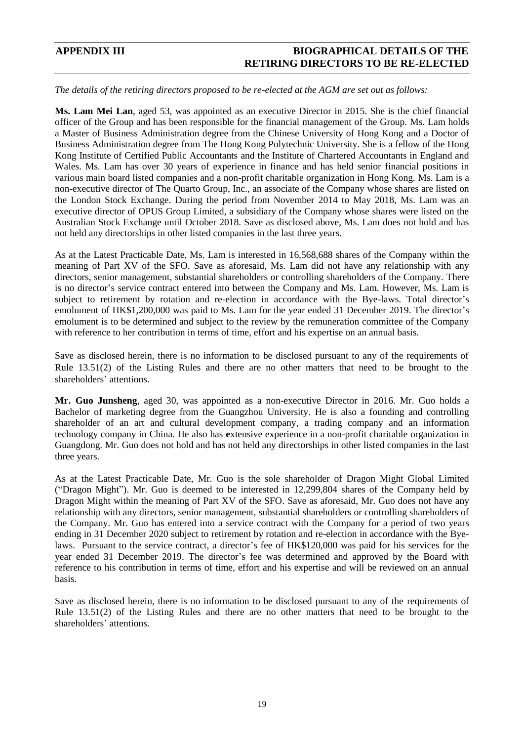# APPENDIX III BIOGRAPHICAL DETAILS OF THE RETIRING DIRECTORS TO BE RE-ELECTED

*The details of the retiring directors proposed to be re-elected at the AGM are set out as follows:*

**Ms. Lam Mei Lan**, aged 53, was appointed as an executive Director in 2015. She is the chief financial officer of the Group and has been responsible for the financial management of the Group. Ms. Lam holds a Master of Business Administration degree from the Chinese University of Hong Kong and a Doctor of Business Administration degree from The Hong Kong Polytechnic University. She is a fellow of the Hong Kong Institute of Certified Public Accountants and the Institute of Chartered Accountants in England and Wales. Ms. Lam has over 30 years of experience in finance and has held senior financial positions in various main board listed companies and a non-profit charitable organization in Hong Kong. Ms. Lam is a non-executive director of The Quarto Group, Inc., an associate of the Company whose shares are listed on the London Stock Exchange. During the period from November 2014 to May 2018, Ms. Lam was an executive director of OPUS Group Limited, a subsidiary of the Company whose shares were listed on the Australian Stock Exchange until October 2018. Save as disclosed above, Ms. Lam does not hold and has not held any directorships in other listed companies in the last three years.

As at the Latest Practicable Date, Ms. Lam is interested in 16,568,688 shares of the Company within the meaning of Part XV of the SFO. Save as aforesaid, Ms. Lam did not have any relationship with any directors, senior management, substantial shareholders or controlling shareholders of the Company. There is no director's service contract entered into between the Company and Ms. Lam. However, Ms. Lam is subject to retirement by rotation and re-election in accordance with the Bye-laws. Total director's emolument of HK$1,200,000 was paid to Ms. Lam for the year ended 31 December 2019. The director's emolument is to be determined and subject to the review by the remuneration committee of the Company with reference to her contribution in terms of time, effort and his expertise on an annual basis.

Save as disclosed herein, there is no information to be disclosed pursuant to any of the requirements of Rule 13.51(2) of the Listing Rules and there are no other matters that need to be brought to the shareholders' attentions.

**Mr. Guo Junsheng**, aged 30, was appointed as a non-executive Director in 2016. Mr. Guo holds a Bachelor of marketing degree from the Guangzhou University. He is also a founding and controlling shareholder of an art and cultural development company, a trading company and an information technology company in China. He also has extensive experience in a non-profit charitable organization in Guangdong. Mr. Guo does not hold and has not held any directorships in other listed companies in the last three years.

As at the Latest Practicable Date, Mr. Guo is the sole shareholder of Dragon Might Global Limited ("Dragon Might"). Mr. Guo is deemed to be interested in 12,299,804 shares of the Company held by Dragon Might within the meaning of Part XV of the SFO. Save as aforesaid, Mr. Guo does not have any relationship with any directors, senior management, substantial shareholders or controlling shareholders of the Company. Mr. Guo has entered into a service contract with the Company for a period of two years ending in 31 December 2020 subject to retirement by rotation and re-election in accordance with the Bye-laws. Pursuant to the service contract, a director's fee of HK$120,000 was paid for his services for the year ended 31 December 2019. The director's fee was determined and approved by the Board with reference to his contribution in terms of time, effort and his expertise and will be reviewed on an annual basis.

Save as disclosed herein, there is no information to be disclosed pursuant to any of the requirements of Rule 13.51(2) of the Listing Rules and there are no other matters that need to be brought to the shareholders' attentions.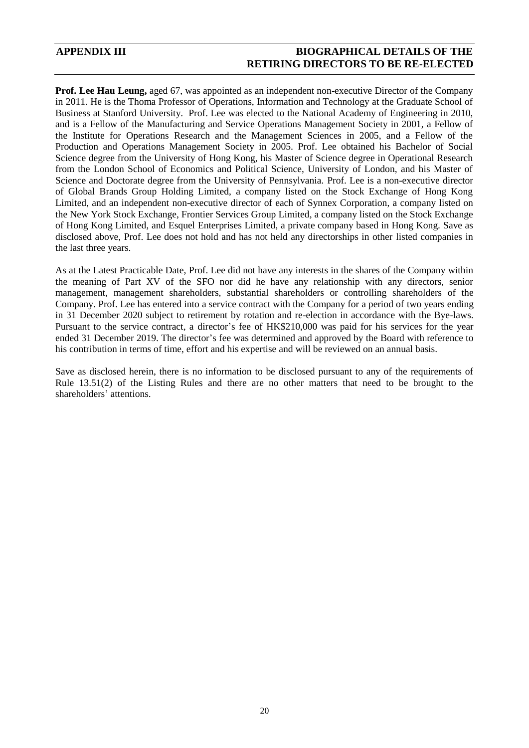**Prof. Lee Hau Leung,** aged 67, was appointed as an independent non-executive Director of the Company in 2011. He is the Thoma Professor of Operations, Information and Technology at the Graduate School of Business at Stanford University. Prof. Lee was elected to the National Academy of Engineering in 2010, and is a Fellow of the Manufacturing and Service Operations Management Society in 2001, a Fellow of the Institute for Operations Research and the Management Sciences in 2005, and a Fellow of the Production and Operations Management Society in 2005. Prof. Lee obtained his Bachelor of Social Science degree from the University of Hong Kong, his Master of Science degree in Operational Research from the London School of Economics and Political Science, University of London, and his Master of Science and Doctorate degree from the University of Pennsylvania. Prof. Lee is a non-executive director of Global Brands Group Holding Limited, a company listed on the Stock Exchange of Hong Kong Limited, and an independent non-executive director of each of Synnex Corporation, a company listed on the New York Stock Exchange, Frontier Services Group Limited, a company listed on the Stock Exchange of Hong Kong Limited, and Esquel Enterprises Limited, a private company based in Hong Kong. Save as disclosed above, Prof. Lee does not hold and has not held any directorships in other listed companies in the last three years.

As at the Latest Practicable Date, Prof. Lee did not have any interests in the shares of the Company within the meaning of Part XV of the SFO nor did he have any relationship with any directors, senior management, management shareholders, substantial shareholders or controlling shareholders of the Company. Prof. Lee has entered into a service contract with the Company for a period of two years ending in 31 December 2020 subject to retirement by rotation and re-election in accordance with the Bye-laws. Pursuant to the service contract, a director's fee of HK$210,000 was paid for his services for the year ended 31 December 2019. The director's fee was determined and approved by the Board with reference to his contribution in terms of time, effort and his expertise and will be reviewed on an annual basis.

Save as disclosed herein, there is no information to be disclosed pursuant to any of the requirements of Rule 13.51(2) of the Listing Rules and there are no other matters that need to be brought to the shareholders' attentions.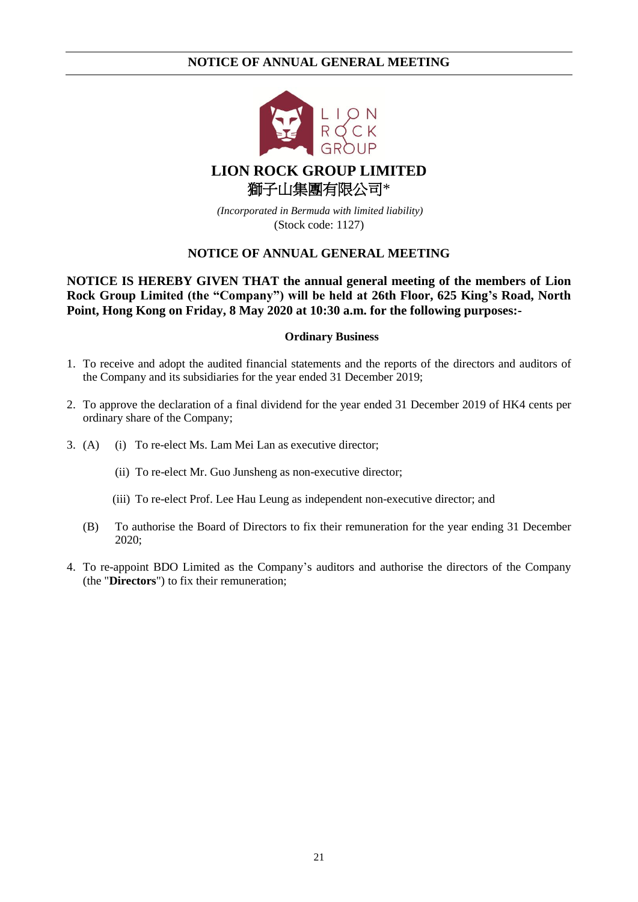# LION ROCK GROUP LIMITED

# 獅子山集團有限公司*

*(Incorporated in Bermuda with limited liability)*

(Stock code: 1127)

## NOTICE OF ANNUAL GENERAL MEETING

**NOTICE IS HEREBY GIVEN THAT the annual general meeting of the members of Lion Rock Group Limited (the "Company") will be held at 26th Floor, 625 King's Road, North Point, Hong Kong on Friday, 8 May 2020 at 10:30 a.m. for the following purposes:-**

### Ordinary Business

1. To receive and adopt the audited financial statements and the reports of the directors and auditors of the Company and its subsidiaries for the year ended 31 December 2019;

2. To approve the declaration of a final dividend for the year ended 31 December 2019 of HK4 cents per ordinary share of the Company;

3. (A) (i) To re-elect Ms. Lam Mei Lan as executive director;

   (ii) To re-elect Mr. Guo Junsheng as non-executive director;

   (iii) To re-elect Prof. Lee Hau Leung as independent non-executive director; and

   (B) To authorise the Board of Directors to fix their remuneration for the year ending 31 December 2020;

4. To re-appoint BDO Limited as the Company's auditors and authorise the directors of the Company (the "**Directors**") to fix their remuneration;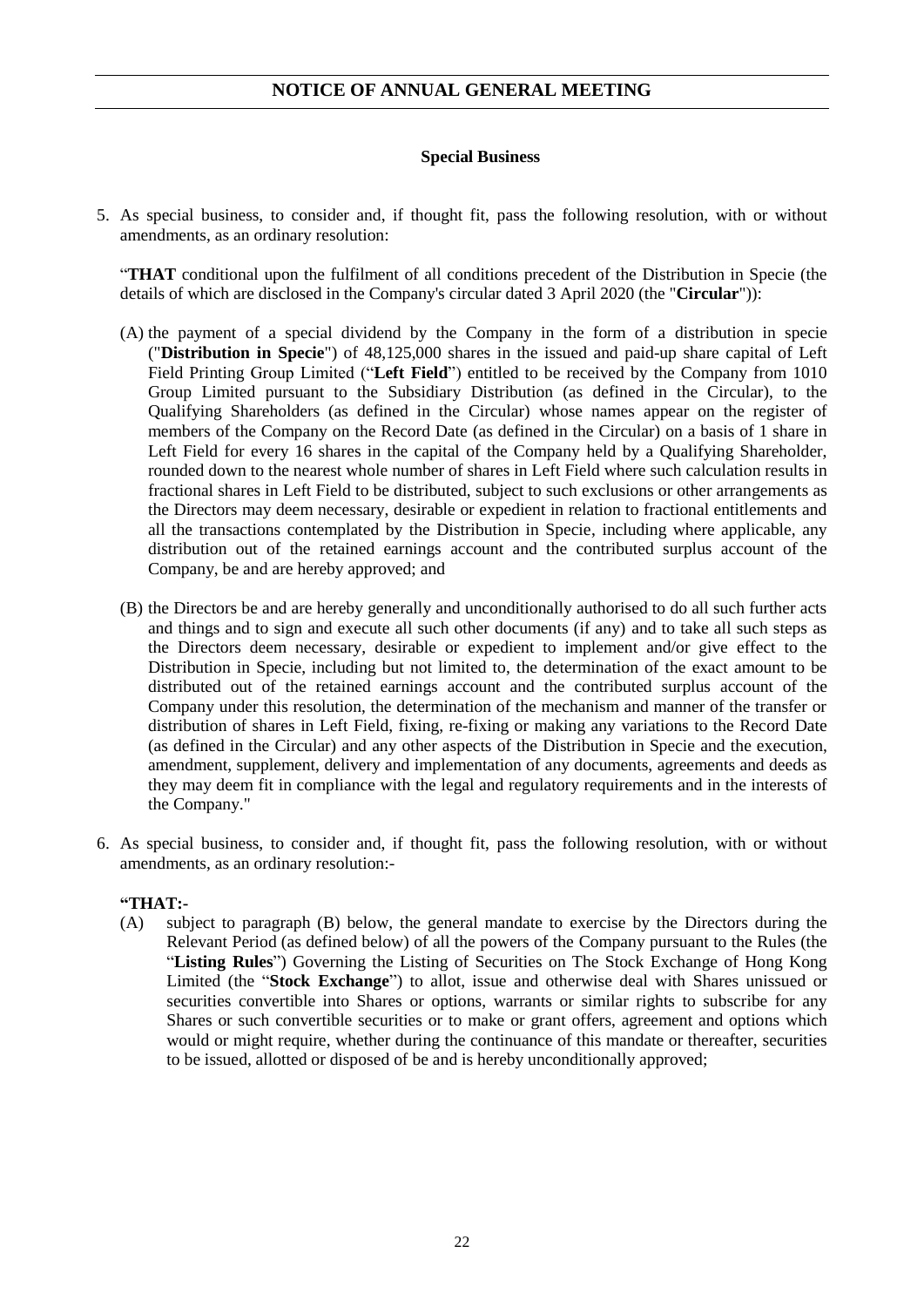# NOTICE OF ANNUAL GENERAL MEETING

**Special Business**

5. As special business, to consider and, if thought fit, pass the following resolution, with or without amendments, as an ordinary resolution:

"**THAT** conditional upon the fulfilment of all conditions precedent of the Distribution in Specie (the details of which are disclosed in the Company's circular dated 3 April 2020 (the "**Circular**")):

(A) the payment of a special dividend by the Company in the form of a distribution in specie ("**Distribution in Specie**") of 48,125,000 shares in the issued and paid-up share capital of Left Field Printing Group Limited ("**Left Field**") entitled to be received by the Company from 1010 Group Limited pursuant to the Subsidiary Distribution (as defined in the Circular), to the Qualifying Shareholders (as defined in the Circular) whose names appear on the register of members of the Company on the Record Date (as defined in the Circular) on a basis of 1 share in Left Field for every 16 shares in the capital of the Company held by a Qualifying Shareholder, rounded down to the nearest whole number of shares in Left Field where such calculation results in fractional shares in Left Field to be distributed, subject to such exclusions or other arrangements as the Directors may deem necessary, desirable or expedient in relation to fractional entitlements and all the transactions contemplated by the Distribution in Specie, including where applicable, any distribution out of the retained earnings account and the contributed surplus account of the Company, be and are hereby approved; and

(B) the Directors be and are hereby generally and unconditionally authorised to do all such further acts and things and to sign and execute all such other documents (if any) and to take all such steps as the Directors deem necessary, desirable or expedient to implement and/or give effect to the Distribution in Specie, including but not limited to, the determination of the exact amount to be distributed out of the retained earnings account and the contributed surplus account of the Company under this resolution, the determination of the mechanism and manner of the transfer or distribution of shares in Left Field, fixing, re-fixing or making any variations to the Record Date (as defined in the Circular) and any other aspects of the Distribution in Specie and the execution, amendment, supplement, delivery and implementation of any documents, agreements and deeds as they may deem fit in compliance with the legal and regulatory requirements and in the interests of the Company."

6. As special business, to consider and, if thought fit, pass the following resolution, with or without amendments, as an ordinary resolution:-

**"THAT:-**

(A) subject to paragraph (B) below, the general mandate to exercise by the Directors during the Relevant Period (as defined below) of all the powers of the Company pursuant to the Rules (the "**Listing Rules**") Governing the Listing of Securities on The Stock Exchange of Hong Kong Limited (the "**Stock Exchange**") to allot, issue and otherwise deal with Shares unissued or securities convertible into Shares or options, warrants or similar rights to subscribe for any Shares or such convertible securities or to make or grant offers, agreement and options which would or might require, whether during the continuance of this mandate or thereafter, securities to be issued, allotted or disposed of be and is hereby unconditionally approved;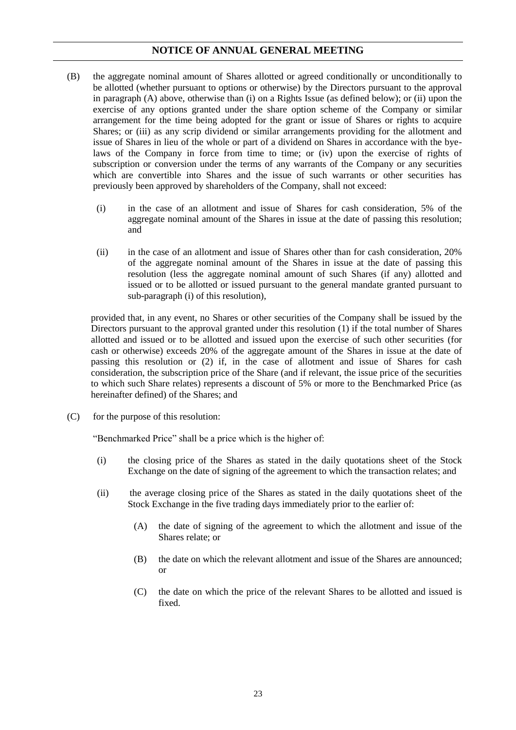## NOTICE OF ANNUAL GENERAL MEETING

(B) the aggregate nominal amount of Shares allotted or agreed conditionally or unconditionally to be allotted (whether pursuant to options or otherwise) by the Directors pursuant to the approval in paragraph (A) above, otherwise than (i) on a Rights Issue (as defined below); or (ii) upon the exercise of any options granted under the share option scheme of the Company or similar arrangement for the time being adopted for the grant or issue of Shares or rights to acquire Shares; or (iii) as any scrip dividend or similar arrangements providing for the allotment and issue of Shares in lieu of the whole or part of a dividend on Shares in accordance with the bye-laws of the Company in force from time to time; or (iv) upon the exercise of rights of subscription or conversion under the terms of any warrants of the Company or any securities which are convertible into Shares and the issue of such warrants or other securities has previously been approved by shareholders of the Company, shall not exceed:

   (i) in the case of an allotment and issue of Shares for cash consideration, 5% of the aggregate nominal amount of the Shares in issue at the date of passing this resolution; and

   (ii) in the case of an allotment and issue of Shares other than for cash consideration, 20% of the aggregate nominal amount of the Shares in issue at the date of passing this resolution (less the aggregate nominal amount of such Shares (if any) allotted and issued or to be allotted or issued pursuant to the general mandate granted pursuant to sub-paragraph (i) of this resolution),

provided that, in any event, no Shares or other securities of the Company shall be issued by the Directors pursuant to the approval granted under this resolution (1) if the total number of Shares allotted and issued or to be allotted and issued upon the exercise of such other securities (for cash or otherwise) exceeds 20% of the aggregate amount of the Shares in issue at the date of passing this resolution or (2) if, in the case of allotment and issue of Shares for cash consideration, the subscription price of the Share (and if relevant, the issue price of the securities to which such Share relates) represents a discount of 5% or more to the Benchmarked Price (as hereinafter defined) of the Shares; and

(C) for the purpose of this resolution:

"Benchmarked Price" shall be a price which is the higher of:

   (i) the closing price of the Shares as stated in the daily quotations sheet of the Stock Exchange on the date of signing of the agreement to which the transaction relates; and

   (ii) the average closing price of the Shares as stated in the daily quotations sheet of the Stock Exchange in the five trading days immediately prior to the earlier of:

      (A) the date of signing of the agreement to which the allotment and issue of the Shares relate; or

      (B) the date on which the relevant allotment and issue of the Shares are announced; or

      (C) the date on which the price of the relevant Shares to be allotted and issued is fixed.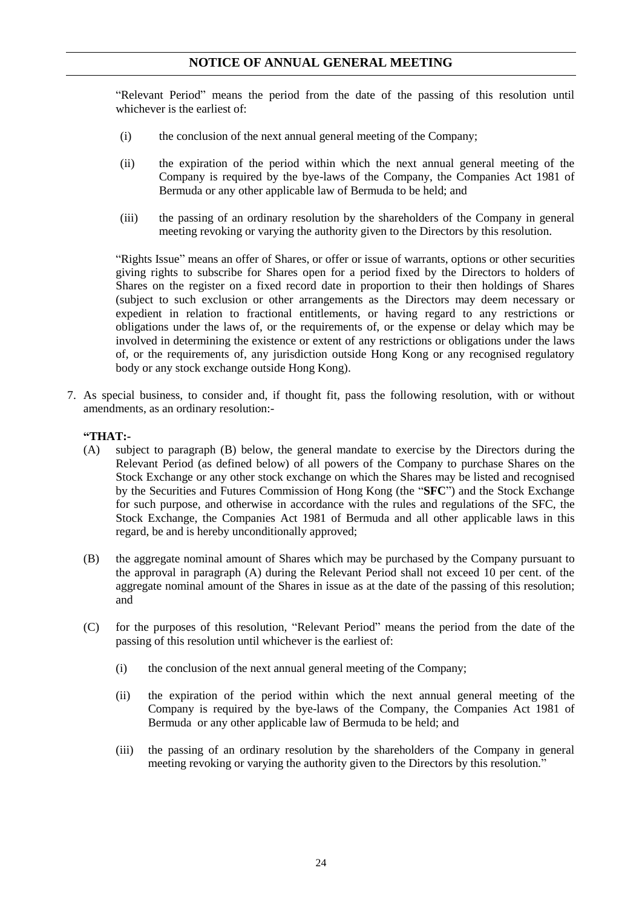"Relevant Period" means the period from the date of the passing of this resolution until whichever is the earliest of:

(i) the conclusion of the next annual general meeting of the Company;

(ii) the expiration of the period within which the next annual general meeting of the Company is required by the bye-laws of the Company, the Companies Act 1981 of Bermuda or any other applicable law of Bermuda to be held; and

(iii) the passing of an ordinary resolution by the shareholders of the Company in general meeting revoking or varying the authority given to the Directors by this resolution.

"Rights Issue" means an offer of Shares, or offer or issue of warrants, options or other securities giving rights to subscribe for Shares open for a period fixed by the Directors to holders of Shares on the register on a fixed record date in proportion to their then holdings of Shares (subject to such exclusion or other arrangements as the Directors may deem necessary or expedient in relation to fractional entitlements, or having regard to any restrictions or obligations under the laws of, or the requirements of, or the expense or delay which may be involved in determining the existence or extent of any restrictions or obligations under the laws of, or the requirements of, any jurisdiction outside Hong Kong or any recognised regulatory body or any stock exchange outside Hong Kong).

7. As special business, to consider and, if thought fit, pass the following resolution, with or without amendments, as an ordinary resolution:-

**"THAT:-**

(A) subject to paragraph (B) below, the general mandate to exercise by the Directors during the Relevant Period (as defined below) of all powers of the Company to purchase Shares on the Stock Exchange or any other stock exchange on which the Shares may be listed and recognised by the Securities and Futures Commission of Hong Kong (the "**SFC**") and the Stock Exchange for such purpose, and otherwise in accordance with the rules and regulations of the SFC, the Stock Exchange, the Companies Act 1981 of Bermuda and all other applicable laws in this regard, be and is hereby unconditionally approved;

(B) the aggregate nominal amount of Shares which may be purchased by the Company pursuant to the approval in paragraph (A) during the Relevant Period shall not exceed 10 per cent. of the aggregate nominal amount of the Shares in issue as at the date of the passing of this resolution; and

(C) for the purposes of this resolution, "Relevant Period" means the period from the date of the passing of this resolution until whichever is the earliest of:

(i) the conclusion of the next annual general meeting of the Company;

(ii) the expiration of the period within which the next annual general meeting of the Company is required by the bye-laws of the Company, the Companies Act 1981 of Bermuda or any other applicable law of Bermuda to be held; and

(iii) the passing of an ordinary resolution by the shareholders of the Company in general meeting revoking or varying the authority given to the Directors by this resolution."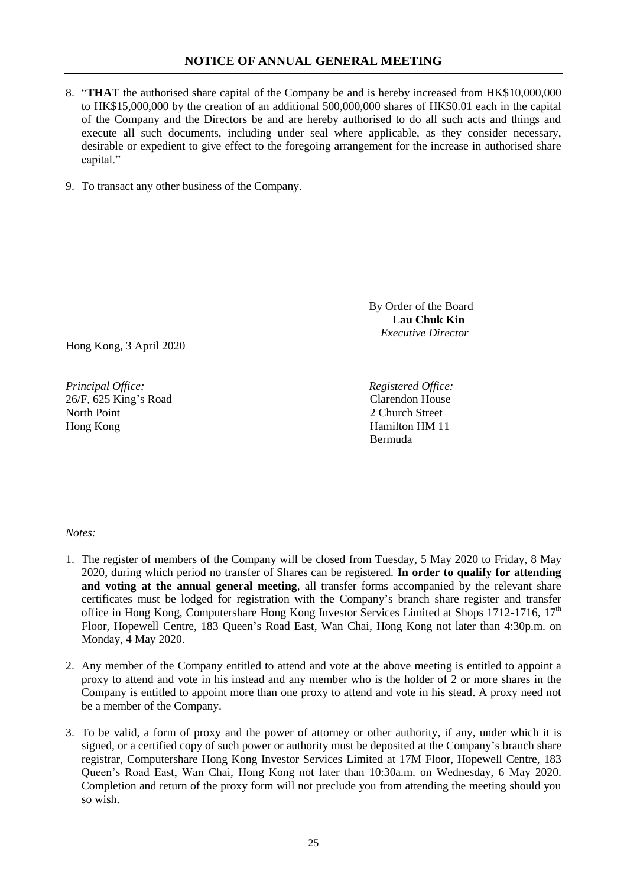## NOTICE OF ANNUAL GENERAL MEETING

8. "**THAT** the authorised share capital of the Company be and is hereby increased from HK$10,000,000 to HK$15,000,000 by the creation of an additional 500,000,000 shares of HK$0.01 each in the capital of the Company and the Directors be and are hereby authorised to do all such acts and things and execute all such documents, including under seal where applicable, as they consider necessary, desirable or expedient to give effect to the foregoing arrangement for the increase in authorised share capital."

9. To transact any other business of the Company.

By Order of the Board
**Lau Chuk Kin**
*Executive Director*

Hong Kong, 3 April 2020

*Principal Office:*
26/F, 625 King's Road
North Point
Hong Kong

*Registered Office:*
Clarendon House
2 Church Street
Hamilton HM 11
Bermuda

*Notes:*

1. The register of members of the Company will be closed from Tuesday, 5 May 2020 to Friday, 8 May 2020, during which period no transfer of Shares can be registered. **In order to qualify for attending and voting at the annual general meeting**, all transfer forms accompanied by the relevant share certificates must be lodged for registration with the Company's branch share register and transfer office in Hong Kong, Computershare Hong Kong Investor Services Limited at Shops 1712-1716, 17th Floor, Hopewell Centre, 183 Queen's Road East, Wan Chai, Hong Kong not later than 4:30p.m. on Monday, 4 May 2020.

2. Any member of the Company entitled to attend and vote at the above meeting is entitled to appoint a proxy to attend and vote in his instead and any member who is the holder of 2 or more shares in the Company is entitled to appoint more than one proxy to attend and vote in his stead. A proxy need not be a member of the Company.

3. To be valid, a form of proxy and the power of attorney or other authority, if any, under which it is signed, or a certified copy of such power or authority must be deposited at the Company's branch share registrar, Computershare Hong Kong Investor Services Limited at 17M Floor, Hopewell Centre, 183 Queen's Road East, Wan Chai, Hong Kong not later than 10:30a.m. on Wednesday, 6 May 2020. Completion and return of the proxy form will not preclude you from attending the meeting should you so wish.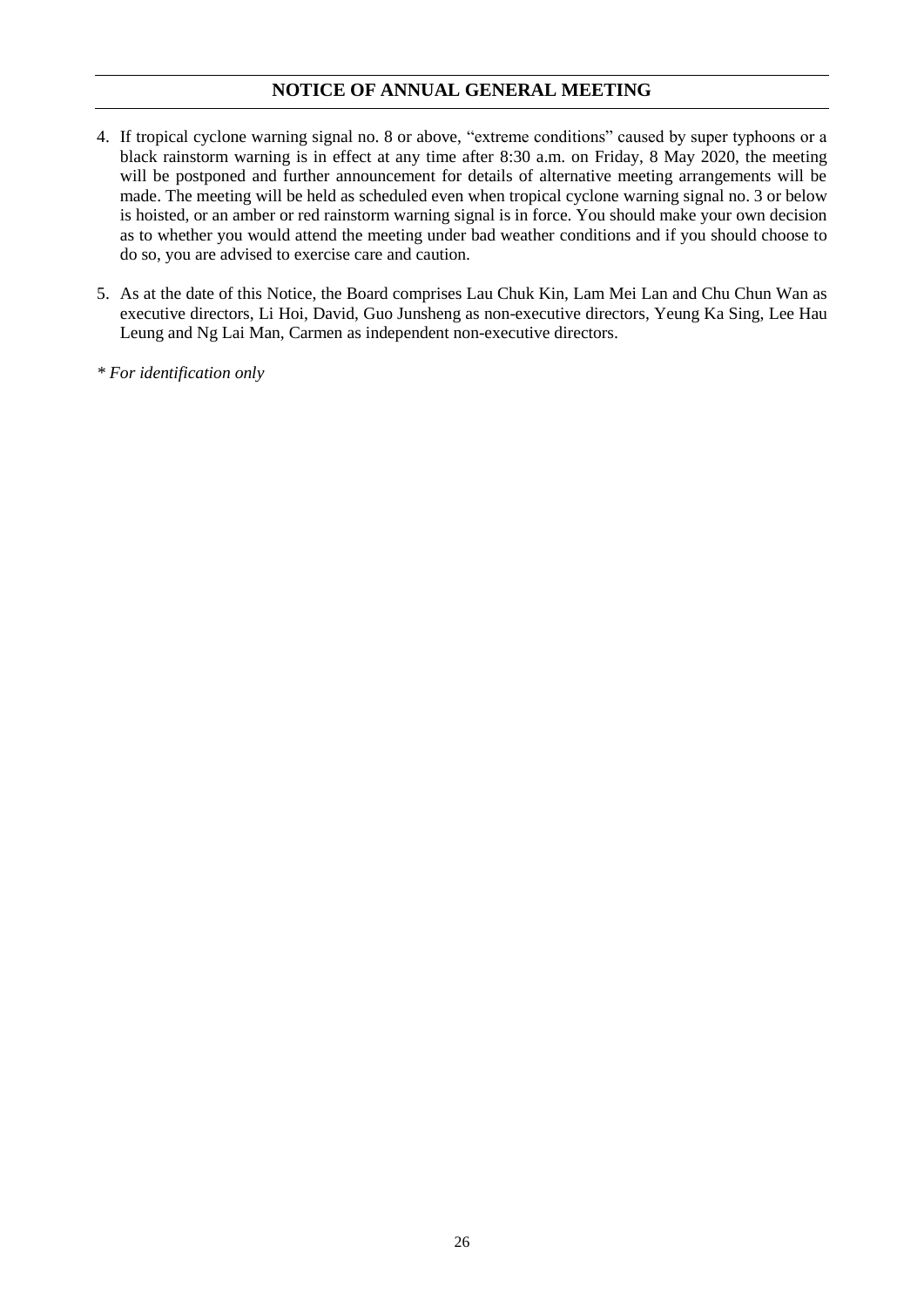## NOTICE OF ANNUAL GENERAL MEETING

4. If tropical cyclone warning signal no. 8 or above, "extreme conditions" caused by super typhoons or a black rainstorm warning is in effect at any time after 8:30 a.m. on Friday, 8 May 2020, the meeting will be postponed and further announcement for details of alternative meeting arrangements will be made. The meeting will be held as scheduled even when tropical cyclone warning signal no. 3 or below is hoisted, or an amber or red rainstorm warning signal is in force. You should make your own decision as to whether you would attend the meeting under bad weather conditions and if you should choose to do so, you are advised to exercise care and caution.

5. As at the date of this Notice, the Board comprises Lau Chuk Kin, Lam Mei Lan and Chu Chun Wan as executive directors, Li Hoi, David, Guo Junsheng as non-executive directors, Yeung Ka Sing, Lee Hau Leung and Ng Lai Man, Carmen as independent non-executive directors.

*\* For identification only*